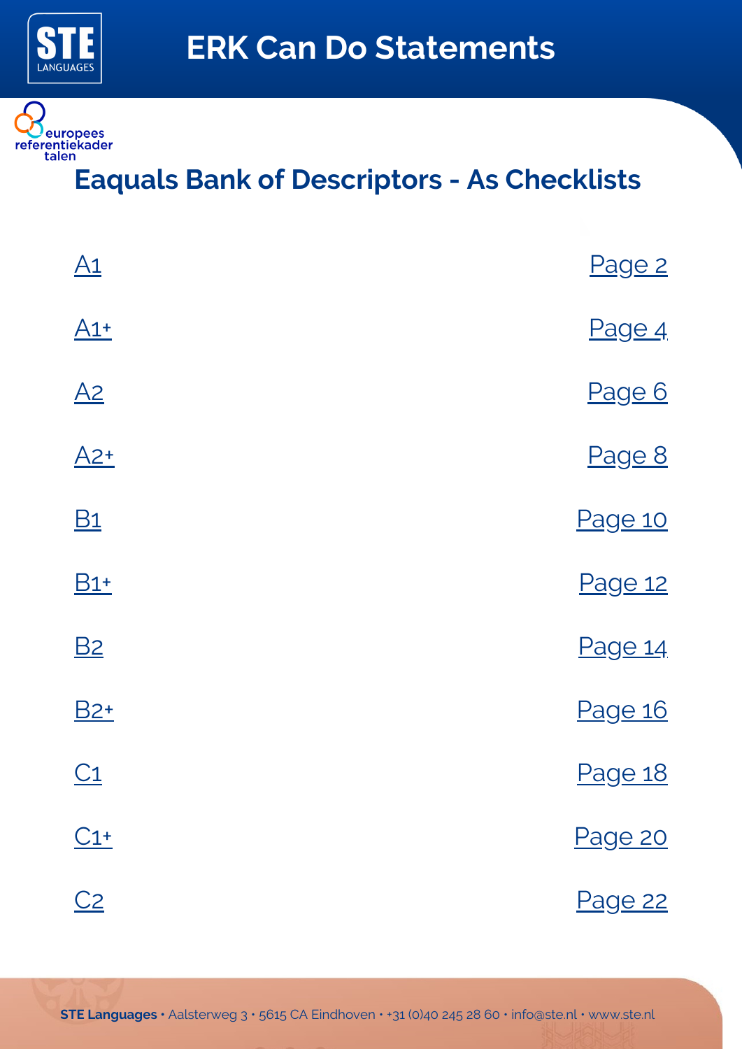# ERK Can Do Statements

europees referentiekader talen

## Eaquals Bank of Descriptors - As Checklists

| | |
|---|---|
| A1 | Page 2 |
| A1+ | Page 4 |
| A2 | Page 6 |
| A2+ | Page 8 |
| B1 | Page 10 |
| B1+ | Page 12 |
| B2 | Page 14 |
| B2+ | Page 16 |
| C1 | Page 18 |
| C1+ | Page 20 |
| C2 | Page 22 |

**STE Languages** • Aalsterweg 3 • 5615 CA Eindhoven • +31 (0)40 245 28 60 • info@ste.nl • www.ste.nl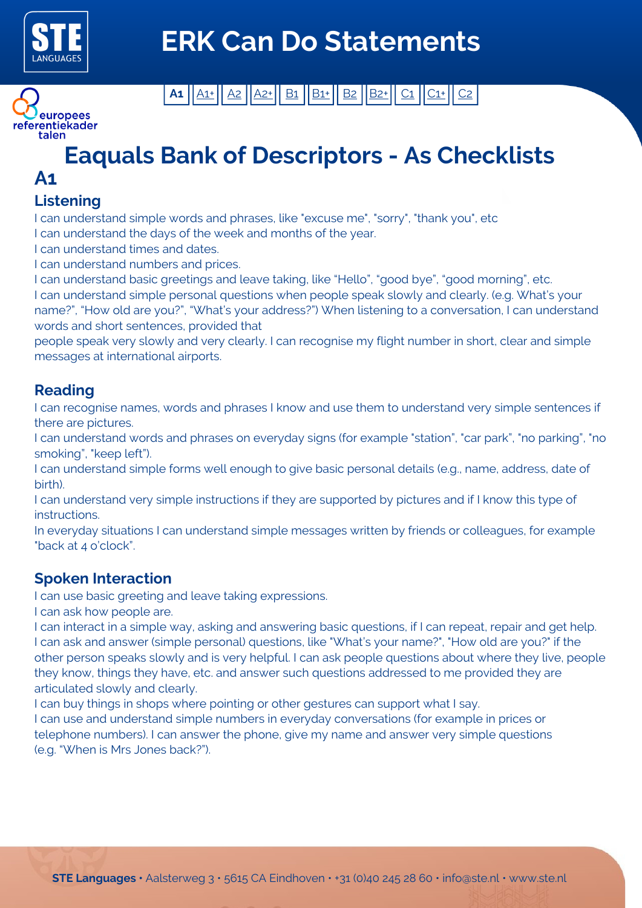# ERK Can Do Statements

A1 | A1+ | A2 | A2+ | B1 | B1+ | B2 | B2+ | C1 | C1+ | C2

europees referentiekader talen

# Eaquals Bank of Descriptors - As Checklists

## A1

### Listening

I can understand simple words and phrases, like "excuse me", "sorry", "thank you", etc
I can understand the days of the week and months of the year.
I can understand times and dates.
I can understand numbers and prices.
I can understand basic greetings and leave taking, like "Hello", "good bye", "good morning", etc.
I can understand simple personal questions when people speak slowly and clearly. (e.g. What's your name?", "How old are you?", "What's your address?") When listening to a conversation, I can understand words and short sentences, provided that
people speak very slowly and very clearly. I can recognise my flight number in short, clear and simple messages at international airports.

### Reading

I can recognise names, words and phrases I know and use them to understand very simple sentences if there are pictures.
I can understand words and phrases on everyday signs (for example "station", "car park", "no parking", "no smoking", "keep left").
I can understand simple forms well enough to give basic personal details (e.g., name, address, date of birth).
I can understand very simple instructions if they are supported by pictures and if I know this type of instructions.
In everyday situations I can understand simple messages written by friends or colleagues, for example "back at 4 o'clock".

### Spoken Interaction

I can use basic greeting and leave taking expressions.
I can ask how people are.
I can interact in a simple way, asking and answering basic questions, if I can repeat, repair and get help.
I can ask and answer (simple personal) questions, like "What's your name?", "How old are you?" if the other person speaks slowly and is very helpful. I can ask people questions about where they live, people they know, things they have, etc. and answer such questions addressed to me provided they are articulated slowly and clearly.
I can buy things in shops where pointing or other gestures can support what I say.
I can use and understand simple numbers in everyday conversations (for example in prices or telephone numbers). I can answer the phone, give my name and answer very simple questions (e.g. "When is Mrs Jones back?").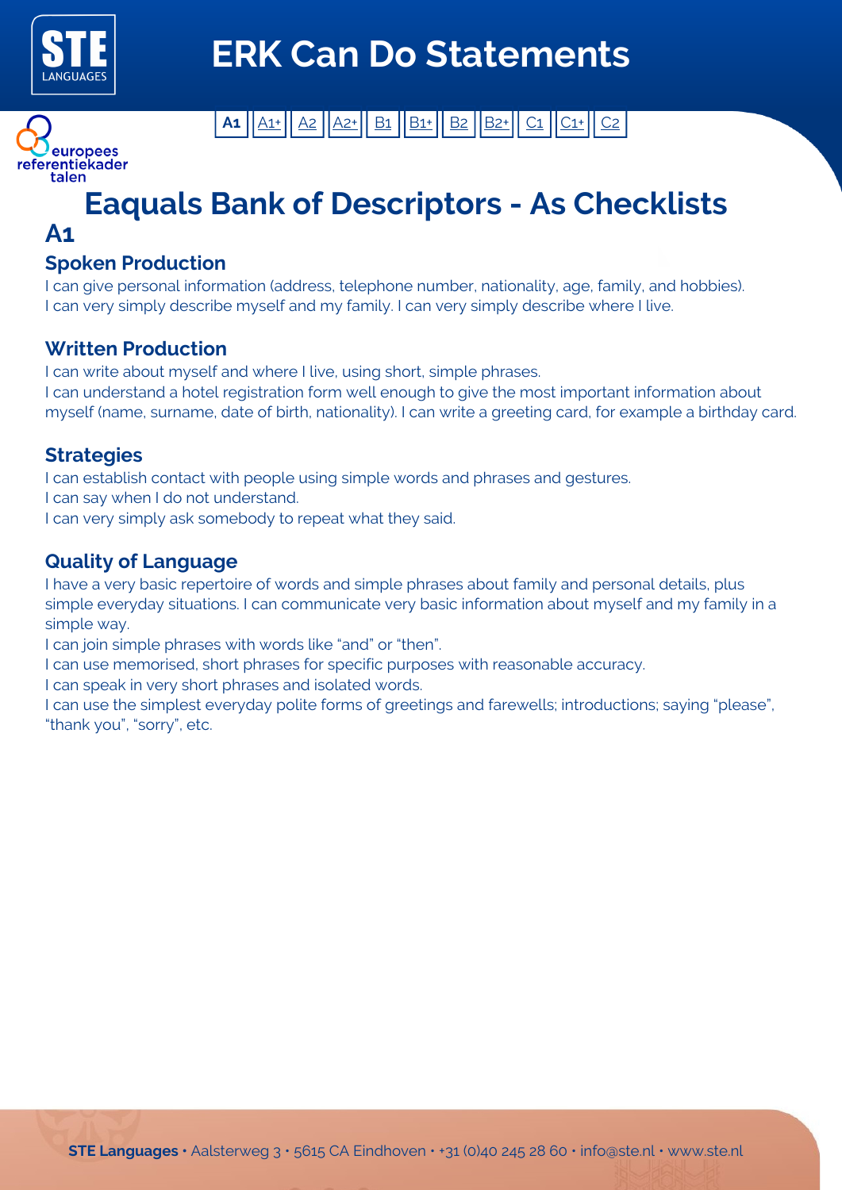# ERK Can Do Statements

europees referentiekader talen

| **A1** | A1+ | A2 | A2+ | B1 | B1+ | B2 | B2+ | C1 | C1+ | C2 |
|---|---|---|---|---|---|---|---|---|---|---|

## Eaquals Bank of Descriptors - As Checklists

## A1

### Spoken Production

I can give personal information (address, telephone number, nationality, age, family, and hobbies).
I can very simply describe myself and my family. I can very simply describe where I live.

### Written Production

I can write about myself and where I live, using short, simple phrases.
I can understand a hotel registration form well enough to give the most important information about myself (name, surname, date of birth, nationality). I can write a greeting card, for example a birthday card.

### Strategies

I can establish contact with people using simple words and phrases and gestures.
I can say when I do not understand.
I can very simply ask somebody to repeat what they said.

### Quality of Language

I have a very basic repertoire of words and simple phrases about family and personal details, plus simple everyday situations. I can communicate very basic information about myself and my family in a simple way.
I can join simple phrases with words like "and" or "then".
I can use memorised, short phrases for specific purposes with reasonable accuracy.
I can speak in very short phrases and isolated words.
I can use the simplest everyday polite forms of greetings and farewells; introductions; saying "please", "thank you", "sorry", etc.

**STE Languages** • Aalsterweg 3 • 5615 CA Eindhoven • +31 (0)40 245 28 60 • info@ste.nl • www.ste.nl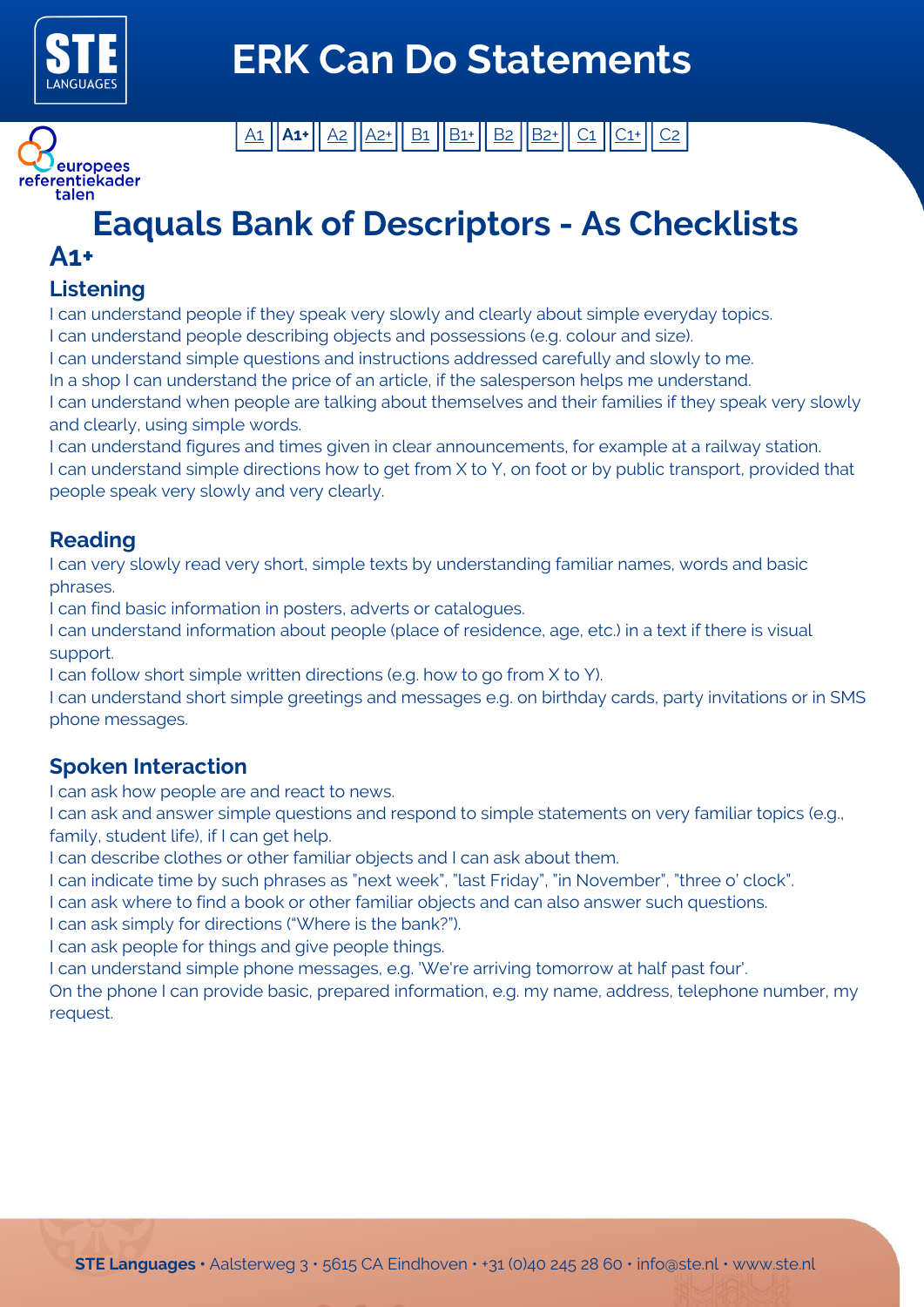# ERK Can Do Statements

A1 | **A1+** | A2 | A2+ | B1 | B1+ | B2 | B2+ | C1 | C1+ | C2

europees referentiekader talen

# Eaqauls Bank of Descriptors - As Checklists

## A1+

### Listening

I can understand people if they speak very slowly and clearly about simple everyday topics.
I can understand people describing objects and possessions (e.g. colour and size).
I can understand simple questions and instructions addressed carefully and slowly to me.
In a shop I can understand the price of an article, if the salesperson helps me understand.
I can understand when people are talking about themselves and their families if they speak very slowly and clearly, using simple words.
I can understand figures and times given in clear announcements, for example at a railway station.
I can understand simple directions how to get from X to Y, on foot or by public transport, provided that people speak very slowly and very clearly.

### Reading

I can very slowly read very short, simple texts by understanding familiar names, words and basic phrases.
I can find basic information in posters, adverts or catalogues.
I can understand information about people (place of residence, age, etc.) in a text if there is visual support.
I can follow short simple written directions (e.g. how to go from X to Y).
I can understand short simple greetings and messages e.g. on birthday cards, party invitations or in SMS phone messages.

### Spoken Interaction

I can ask how people are and react to news.
I can ask and answer simple questions and respond to simple statements on very familiar topics (e.g., family, student life), if I can get help.
I can describe clothes or other familiar objects and I can ask about them.
I can indicate time by such phrases as "next week", "last Friday", "in November", "three o' clock".
I can ask where to find a book or other familiar objects and can also answer such questions.
I can ask simply for directions ("Where is the bank?").
I can ask people for things and give people things.
I can understand simple phone messages, e.g. 'We're arriving tomorrow at half past four'.
On the phone I can provide basic, prepared information, e.g. my name, address, telephone number, my request.

**STE Languages** • Aalsterweg 3 • 5615 CA Eindhoven • +31 (0)40 245 28 60 • info@ste.nl • www.ste.nl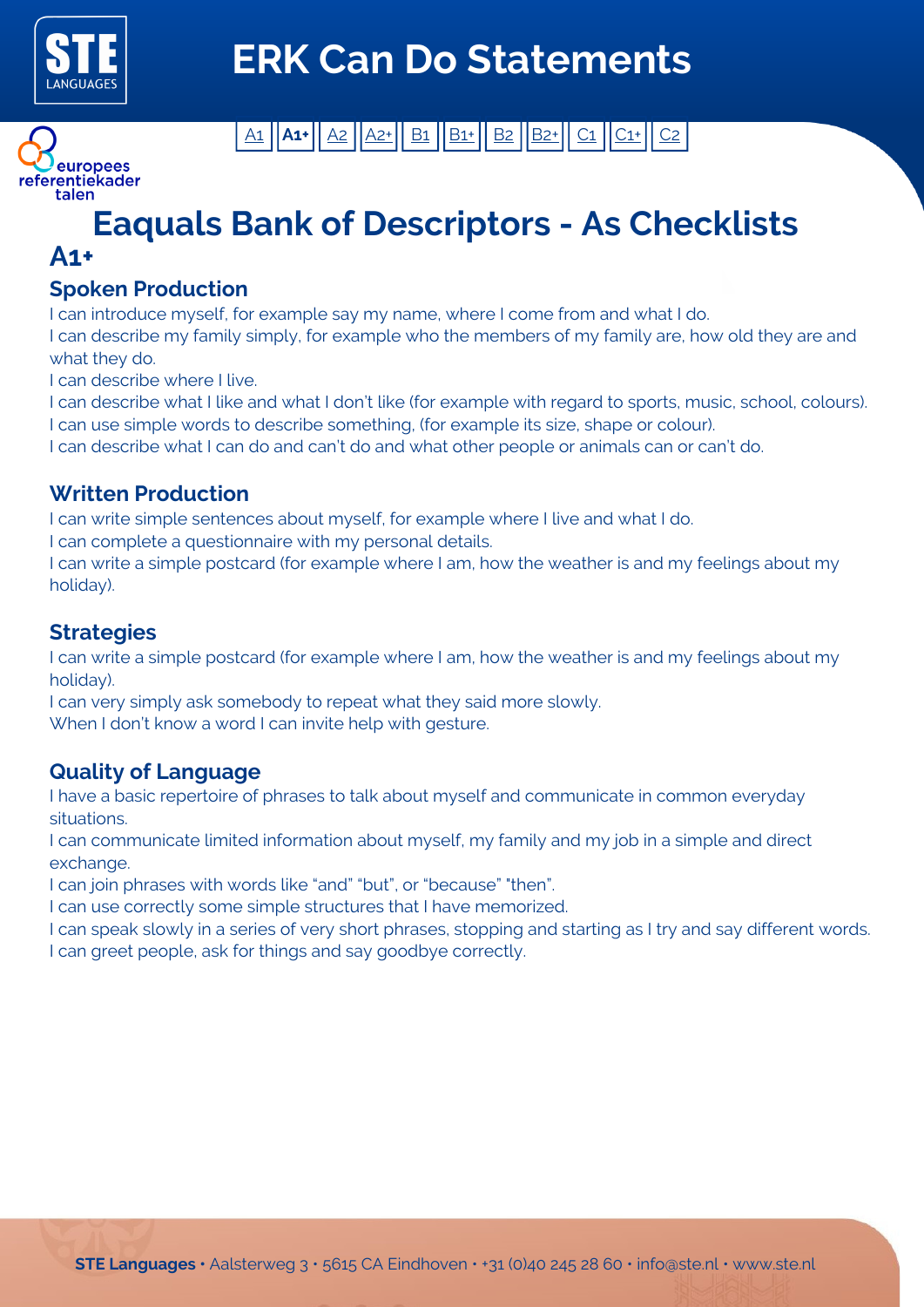# ERK Can Do Statements

A1 | **A1+** | A2 | A2+ | B1 | B1+ | B2 | B2+ | C1 | C1+ | C2

europees referentiekader talen

# Eaquals Bank of Descriptors - As Checklists

## A1+

### Spoken Production

I can introduce myself, for example say my name, where I come from and what I do.
I can describe my family simply, for example who the members of my family are, how old they are and what they do.
I can describe where I live.
I can describe what I like and what I don't like (for example with regard to sports, music, school, colours).
I can use simple words to describe something, (for example its size, shape or colour).
I can describe what I can do and can't do and what other people or animals can or can't do.

### Written Production

I can write simple sentences about myself, for example where I live and what I do.
I can complete a questionnaire with my personal details.
I can write a simple postcard (for example where I am, how the weather is and my feelings about my holiday).

### Strategies

I can write a simple postcard (for example where I am, how the weather is and my feelings about my holiday).
I can very simply ask somebody to repeat what they said more slowly.
When I don't know a word I can invite help with gesture.

### Quality of Language

I have a basic repertoire of phrases to talk about myself and communicate in common everyday situations.
I can communicate limited information about myself, my family and my job in a simple and direct exchange.
I can join phrases with words like "and" "but", or "because" "then".
I can use correctly some simple structures that I have memorized.
I can speak slowly in a series of very short phrases, stopping and starting as I try and say different words.
I can greet people, ask for things and say goodbye correctly.

**STE Languages** • Aalsterweg 3 • 5615 CA Eindhoven • +31 (0)40 245 28 60 • info@ste.nl • www.ste.nl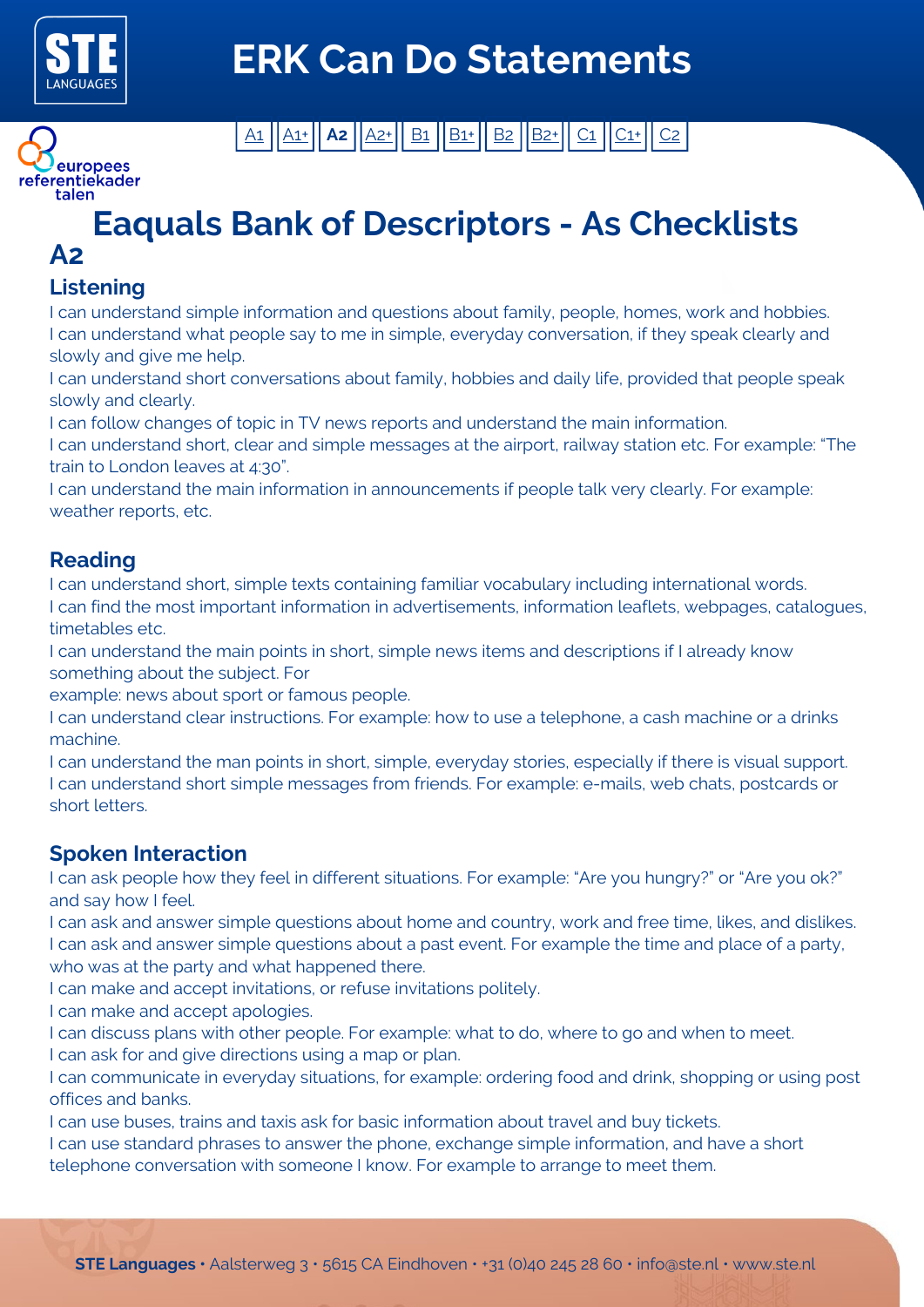# ERK Can Do Statements

A1 | A1+ | **A2** | A2+ | B1 | B1+ | B2 | B2+ | C1 | C1+ | C2

europees referentiekader talen

## Eaquals Bank of Descriptors - As Checklists

## A2

### Listening

I can understand simple information and questions about family, people, homes, work and hobbies.
I can understand what people say to me in simple, everyday conversation, if they speak clearly and slowly and give me help.
I can understand short conversations about family, hobbies and daily life, provided that people speak slowly and clearly.
I can follow changes of topic in TV news reports and understand the main information.
I can understand short, clear and simple messages at the airport, railway station etc. For example: "The train to London leaves at 4:30".
I can understand the main information in announcements if people talk very clearly. For example: weather reports, etc.

### Reading

I can understand short, simple texts containing familiar vocabulary including international words.
I can find the most important information in advertisements, information leaflets, webpages, catalogues, timetables etc.
I can understand the main points in short, simple news items and descriptions if I already know something about the subject. For
example: news about sport or famous people.
I can understand clear instructions. For example: how to use a telephone, a cash machine or a drinks machine.
I can understand the man points in short, simple, everyday stories, especially if there is visual support.
I can understand short simple messages from friends. For example: e-mails, web chats, postcards or short letters.

### Spoken Interaction

I can ask people how they feel in different situations. For example: "Are you hungry?" or "Are you ok?" and say how I feel.
I can ask and answer simple questions about home and country, work and free time, likes, and dislikes.
I can ask and answer simple questions about a past event. For example the time and place of a party, who was at the party and what happened there.
I can make and accept invitations, or refuse invitations politely.
I can make and accept apologies.
I can discuss plans with other people. For example: what to do, where to go and when to meet.
I can ask for and give directions using a map or plan.
I can communicate in everyday situations, for example: ordering food and drink, shopping or using post offices and banks.
I can use buses, trains and taxis ask for basic information about travel and buy tickets.
I can use standard phrases to answer the phone, exchange simple information, and have a short telephone conversation with someone I know. For example to arrange to meet them.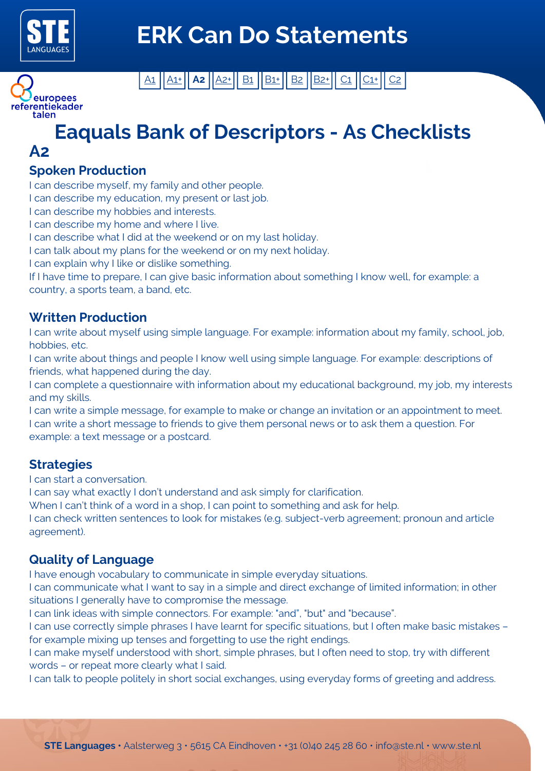# ERK Can Do Statements

A1 | A1+ | **A2** | A2+ | B1 | B1+ | B2 | B2+ | C1 | C1+ | C2

europees referentiekader talen

# Eaquals Bank of Descriptors - As Checklists

## A2

### Spoken Production

I can describe myself, my family and other people.
I can describe my education, my present or last job.
I can describe my hobbies and interests.
I can describe my home and where I live.
I can describe what I did at the weekend or on my last holiday.
I can talk about my plans for the weekend or on my next holiday.
I can explain why I like or dislike something.
If I have time to prepare, I can give basic information about something I know well, for example: a country, a sports team, a band, etc.

### Written Production

I can write about myself using simple language. For example: information about my family, school, job, hobbies, etc.
I can write about things and people I know well using simple language. For example: descriptions of friends, what happened during the day.
I can complete a questionnaire with information about my educational background, my job, my interests and my skills.
I can write a simple message, for example to make or change an invitation or an appointment to meet.
I can write a short message to friends to give them personal news or to ask them a question. For example: a text message or a postcard.

### Strategies

I can start a conversation.
I can say what exactly I don't understand and ask simply for clarification.
When I can't think of a word in a shop, I can point to something and ask for help.
I can check written sentences to look for mistakes (e.g. subject-verb agreement; pronoun and article agreement).

### Quality of Language

I have enough vocabulary to communicate in simple everyday situations.
I can communicate what I want to say in a simple and direct exchange of limited information; in other situations I generally have to compromise the message.
I can link ideas with simple connectors. For example: "and", "but" and "because".
I can use correctly simple phrases I have learnt for specific situations, but I often make basic mistakes – for example mixing up tenses and forgetting to use the right endings.
I can make myself understood with short, simple phrases, but I often need to stop, try with different words – or repeat more clearly what I said.
I can talk to people politely in short social exchanges, using everyday forms of greeting and address.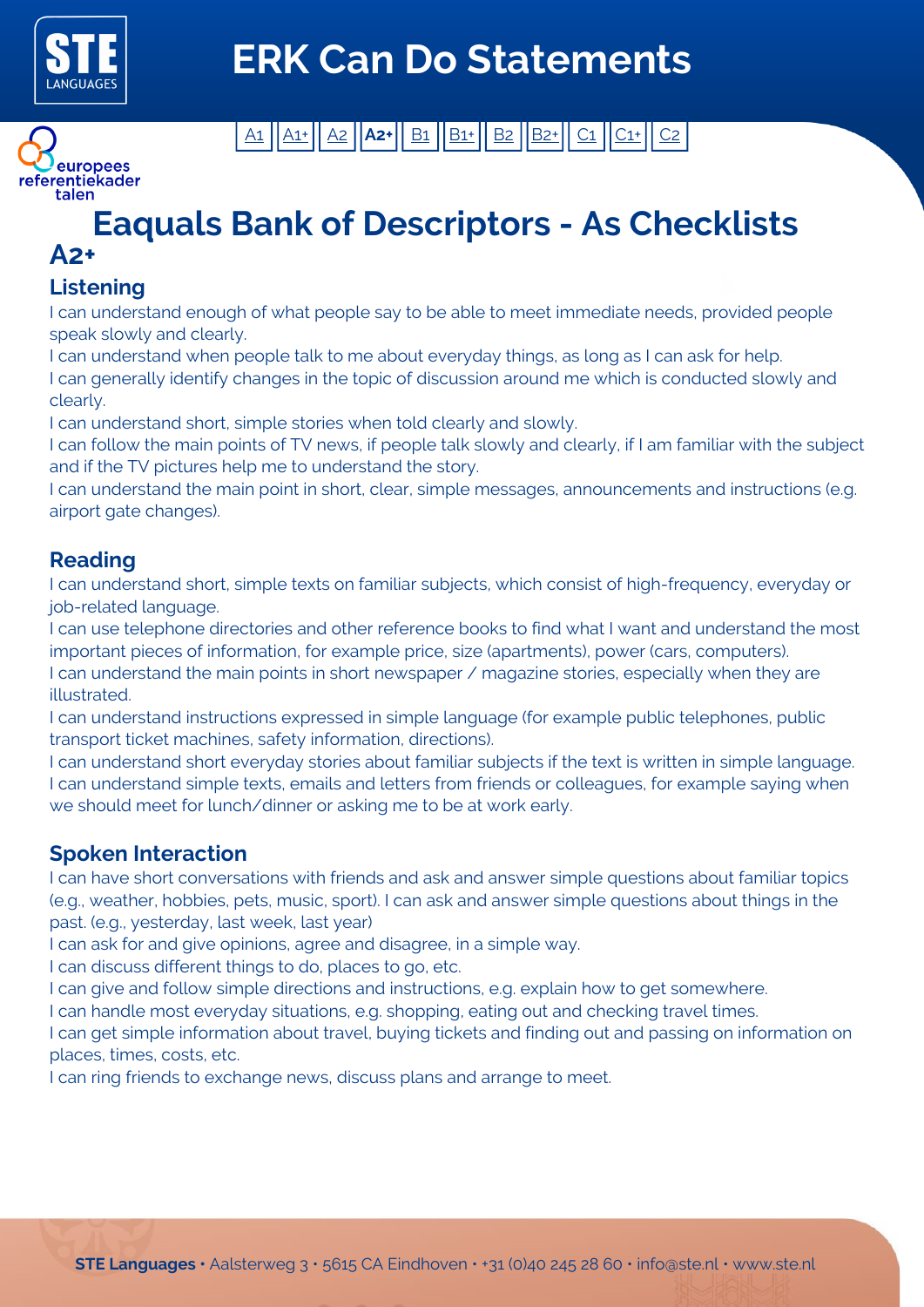# ERK Can Do Statements

A1 | A1+ | A2 | **A2+** | B1 | B1+ | B2 | B2+ | C1 | C1+ | C2

## Eaquals Bank of Descriptors - As Checklists

## A2+

### Listening

I can understand enough of what people say to be able to meet immediate needs, provided people speak slowly and clearly.
I can understand when people talk to me about everyday things, as long as I can ask for help.
I can generally identify changes in the topic of discussion around me which is conducted slowly and clearly.
I can understand short, simple stories when told clearly and slowly.
I can follow the main points of TV news, if people talk slowly and clearly, if I am familiar with the subject and if the TV pictures help me to understand the story.
I can understand the main point in short, clear, simple messages, announcements and instructions (e.g. airport gate changes).

### Reading

I can understand short, simple texts on familiar subjects, which consist of high-frequency, everyday or job-related language.
I can use telephone directories and other reference books to find what I want and understand the most important pieces of information, for example price, size (apartments), power (cars, computers).
I can understand the main points in short newspaper / magazine stories, especially when they are illustrated.
I can understand instructions expressed in simple language (for example public telephones, public transport ticket machines, safety information, directions).
I can understand short everyday stories about familiar subjects if the text is written in simple language.
I can understand simple texts, emails and letters from friends or colleagues, for example saying when we should meet for lunch/dinner or asking me to be at work early.

### Spoken Interaction

I can have short conversations with friends and ask and answer simple questions about familiar topics (e.g., weather, hobbies, pets, music, sport). I can ask and answer simple questions about things in the past. (e.g., yesterday, last week, last year)
I can ask for and give opinions, agree and disagree, in a simple way.
I can discuss different things to do, places to go, etc.
I can give and follow simple directions and instructions, e.g. explain how to get somewhere.
I can handle most everyday situations, e.g. shopping, eating out and checking travel times.
I can get simple information about travel, buying tickets and finding out and passing on information on places, times, costs, etc.
I can ring friends to exchange news, discuss plans and arrange to meet.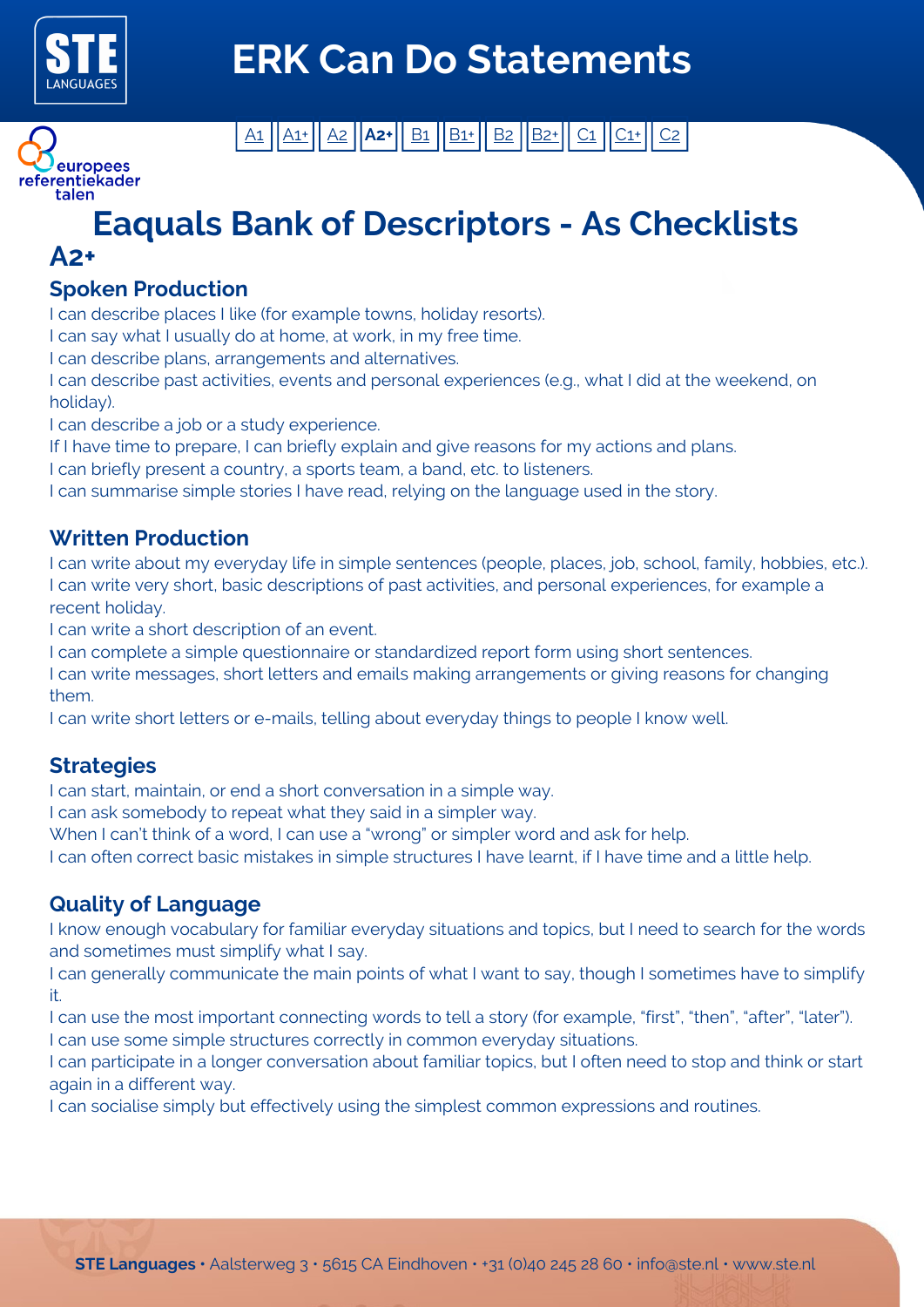# ERK Can Do Statements

A1 | A1+ | A2 | **A2+** | B1 | B1+ | B2 | B2+ | C1 | C1+ | C2

europees referentiekader talen

## Eaqulas Bank of Descriptors - As Checklists

## A2+

### Spoken Production

I can describe places I like (for example towns, holiday resorts).
I can say what I usually do at home, at work, in my free time.
I can describe plans, arrangements and alternatives.
I can describe past activities, events and personal experiences (e.g., what I did at the weekend, on holiday).
I can describe a job or a study experience.
If I have time to prepare, I can briefly explain and give reasons for my actions and plans.
I can briefly present a country, a sports team, a band, etc. to listeners.
I can summarise simple stories I have read, relying on the language used in the story.

### Written Production

I can write about my everyday life in simple sentences (people, places, job, school, family, hobbies, etc.).
I can write very short, basic descriptions of past activities, and personal experiences, for example a recent holiday.
I can write a short description of an event.
I can complete a simple questionnaire or standardized report form using short sentences.
I can write messages, short letters and emails making arrangements or giving reasons for changing them.
I can write short letters or e-mails, telling about everyday things to people I know well.

### Strategies

I can start, maintain, or end a short conversation in a simple way.
I can ask somebody to repeat what they said in a simpler way.
When I can't think of a word, I can use a "wrong" or simpler word and ask for help.
I can often correct basic mistakes in simple structures I have learnt, if I have time and a little help.

### Quality of Language

I know enough vocabulary for familiar everyday situations and topics, but I need to search for the words and sometimes must simplify what I say.
I can generally communicate the main points of what I want to say, though I sometimes have to simplify it.
I can use the most important connecting words to tell a story (for example, "first", "then", "after", "later").
I can use some simple structures correctly in common everyday situations.
I can participate in a longer conversation about familiar topics, but I often need to stop and think or start again in a different way.
I can socialise simply but effectively using the simplest common expressions and routines.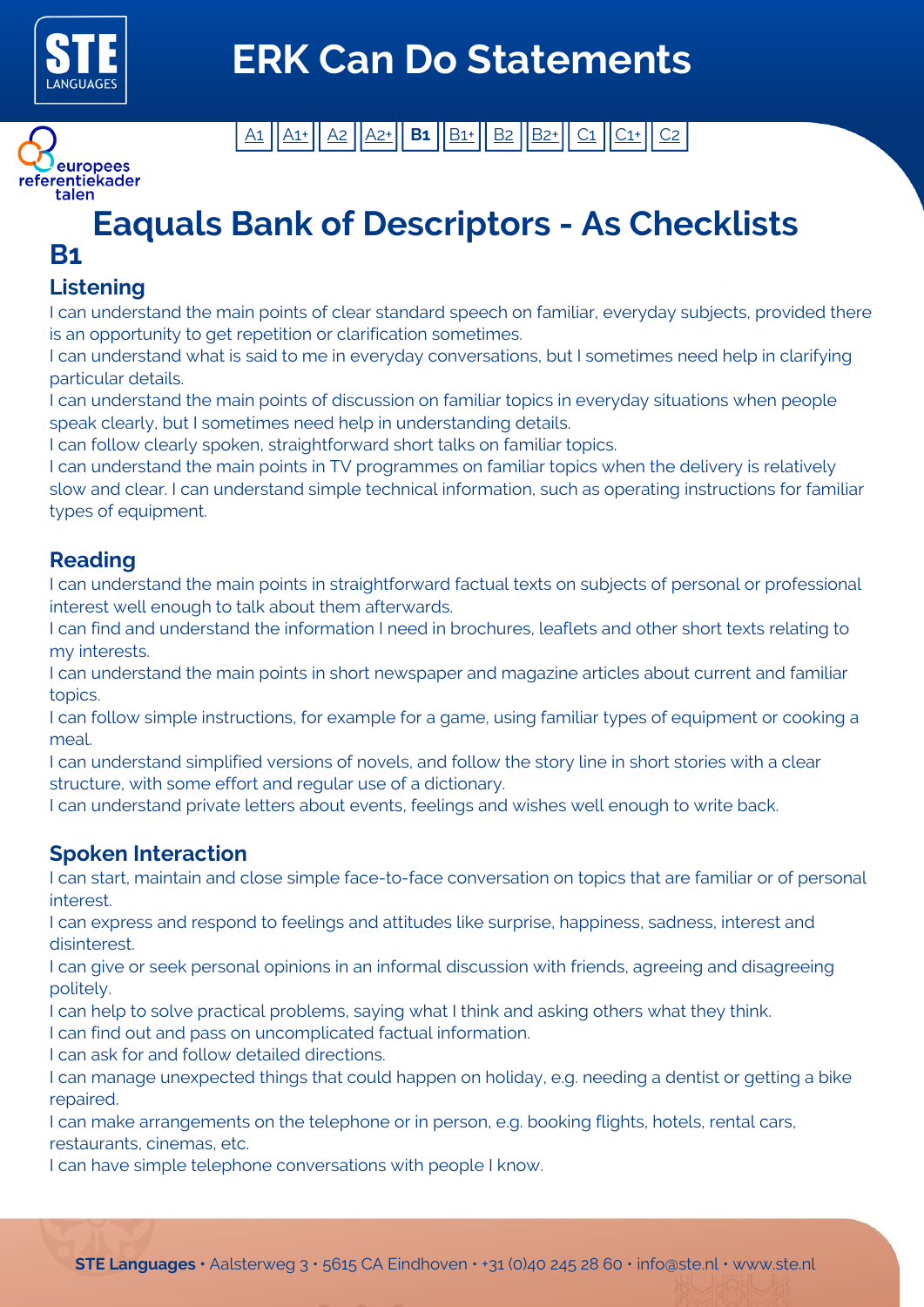# ERK Can Do Statements

A1 | A1+ | A2 | A2+ | **B1** | B1+ | B2 | B2+ | C1 | C1+ | C2

## Eaquals Bank of Descriptors - As Checklists

## B1

### Listening

I can understand the main points of clear standard speech on familiar, everyday subjects, provided there is an opportunity to get repetition or clarification sometimes.
I can understand what is said to me in everyday conversations, but I sometimes need help in clarifying particular details.
I can understand the main points of discussion on familiar topics in everyday situations when people speak clearly, but I sometimes need help in understanding details.
I can follow clearly spoken, straightforward short talks on familiar topics.
I can understand the main points in TV programmes on familiar topics when the delivery is relatively slow and clear. I can understand simple technical information, such as operating instructions for familiar types of equipment.

### Reading

I can understand the main points in straightforward factual texts on subjects of personal or professional interest well enough to talk about them afterwards.
I can find and understand the information I need in brochures, leaflets and other short texts relating to my interests.
I can understand the main points in short newspaper and magazine articles about current and familiar topics.
I can follow simple instructions, for example for a game, using familiar types of equipment or cooking a meal.
I can understand simplified versions of novels, and follow the story line in short stories with a clear structure, with some effort and regular use of a dictionary.
I can understand private letters about events, feelings and wishes well enough to write back.

### Spoken Interaction

I can start, maintain and close simple face-to-face conversation on topics that are familiar or of personal interest.
I can express and respond to feelings and attitudes like surprise, happiness, sadness, interest and disinterest.
I can give or seek personal opinions in an informal discussion with friends, agreeing and disagreeing politely.
I can help to solve practical problems, saying what I think and asking others what they think.
I can find out and pass on uncomplicated factual information.
I can ask for and follow detailed directions.
I can manage unexpected things that could happen on holiday, e.g. needing a dentist or getting a bike repaired.
I can make arrangements on the telephone or in person, e.g. booking flights, hotels, rental cars, restaurants, cinemas, etc.
I can have simple telephone conversations with people I know.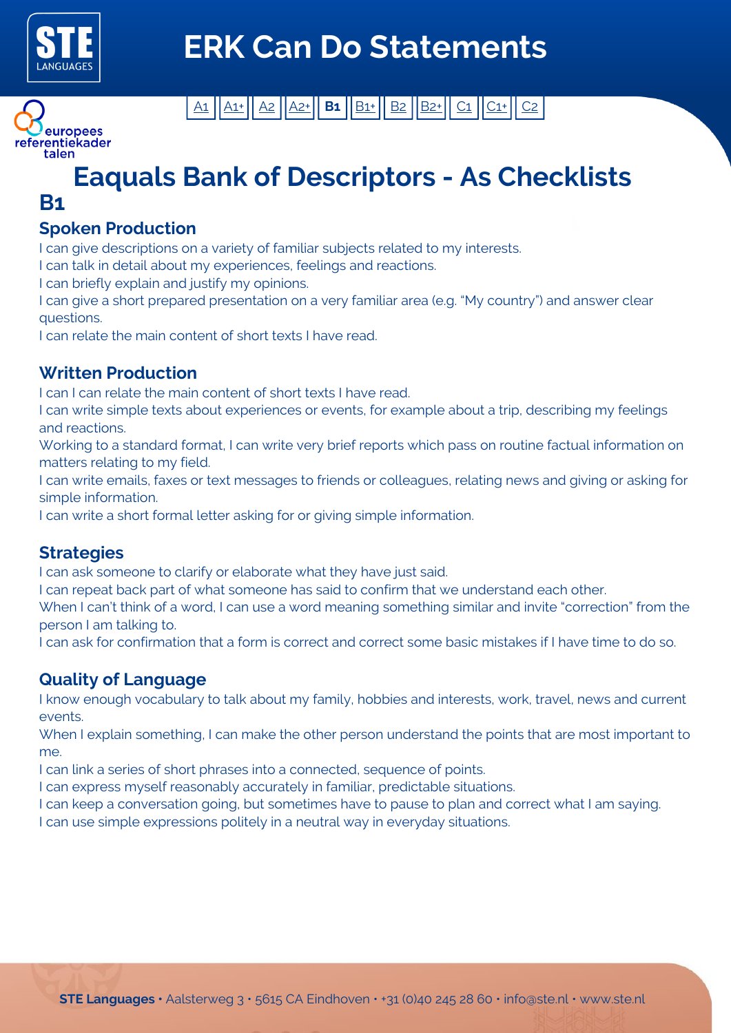# ERK Can Do Statements

A1 | A1+ | A2 | A2+ | **B1** | B1+ | B2 | B2+ | C1 | C1+ | C2

## Eaquals Bank of Descriptors - As Checklists

## B1

### Spoken Production

I can give descriptions on a variety of familiar subjects related to my interests.
I can talk in detail about my experiences, feelings and reactions.
I can briefly explain and justify my opinions.
I can give a short prepared presentation on a very familiar area (e.g. "My country") and answer clear questions.
I can relate the main content of short texts I have read.

### Written Production

I can I can relate the main content of short texts I have read.
I can write simple texts about experiences or events, for example about a trip, describing my feelings and reactions.
Working to a standard format, I can write very brief reports which pass on routine factual information on matters relating to my field.
I can write emails, faxes or text messages to friends or colleagues, relating news and giving or asking for simple information.
I can write a short formal letter asking for or giving simple information.

### Strategies

I can ask someone to clarify or elaborate what they have just said.
I can repeat back part of what someone has said to confirm that we understand each other.
When I can't think of a word, I can use a word meaning something similar and invite "correction" from the person I am talking to.
I can ask for confirmation that a form is correct and correct some basic mistakes if I have time to do so.

### Quality of Language

I know enough vocabulary to talk about my family, hobbies and interests, work, travel, news and current events.
When I explain something, I can make the other person understand the points that are most important to me.
I can link a series of short phrases into a connected, sequence of points.
I can express myself reasonably accurately in familiar, predictable situations.
I can keep a conversation going, but sometimes have to pause to plan and correct what I am saying.
I can use simple expressions politely in a neutral way in everyday situations.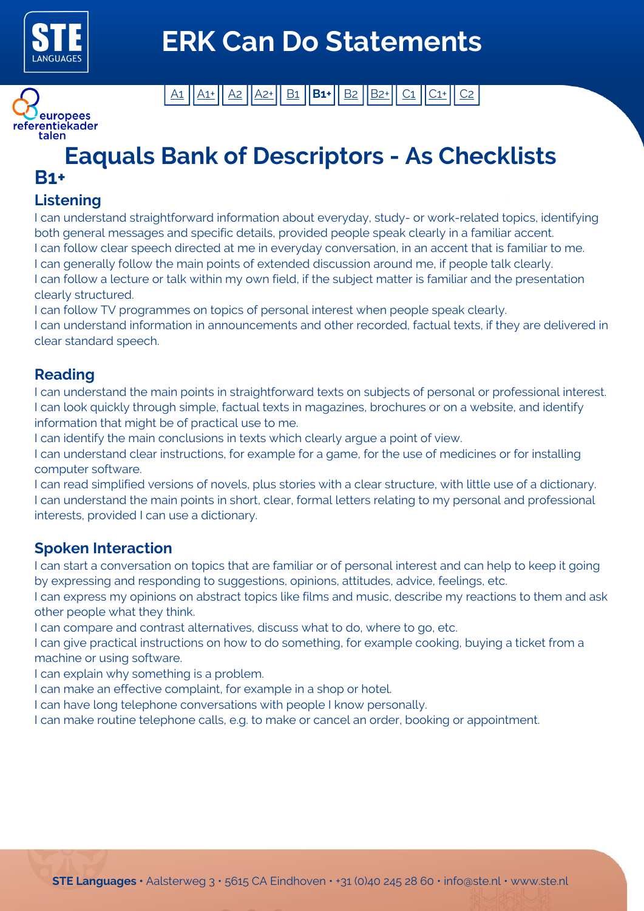# ERK Can Do Statements

A1 | A1+ | A2 | A2+ | B1 | **B1+** | B2 | B2+ | C1 | C1+ | C2

## Eaquals Bank of Descriptors - As Checklists

## B1+

### Listening

I can understand straightforward information about everyday, study- or work-related topics, identifying both general messages and specific details, provided people speak clearly in a familiar accent.
I can follow clear speech directed at me in everyday conversation, in an accent that is familiar to me.
I can generally follow the main points of extended discussion around me, if people talk clearly.
I can follow a lecture or talk within my own field, if the subject matter is familiar and the presentation clearly structured.
I can follow TV programmes on topics of personal interest when people speak clearly.
I can understand information in announcements and other recorded, factual texts, if they are delivered in clear standard speech.

### Reading

I can understand the main points in straightforward texts on subjects of personal or professional interest.
I can look quickly through simple, factual texts in magazines, brochures or on a website, and identify information that might be of practical use to me.
I can identify the main conclusions in texts which clearly argue a point of view.
I can understand clear instructions, for example for a game, for the use of medicines or for installing computer software.
I can read simplified versions of novels, plus stories with a clear structure, with little use of a dictionary.
I can understand the main points in short, clear, formal letters relating to my personal and professional interests, provided I can use a dictionary.

### Spoken Interaction

I can start a conversation on topics that are familiar or of personal interest and can help to keep it going by expressing and responding to suggestions, opinions, attitudes, advice, feelings, etc.
I can express my opinions on abstract topics like films and music, describe my reactions to them and ask other people what they think.
I can compare and contrast alternatives, discuss what to do, where to go, etc.
I can give practical instructions on how to do something, for example cooking, buying a ticket from a machine or using software.
I can explain why something is a problem.
I can make an effective complaint, for example in a shop or hotel.
I can have long telephone conversations with people I know personally.
I can make routine telephone calls, e.g. to make or cancel an order, booking or appointment.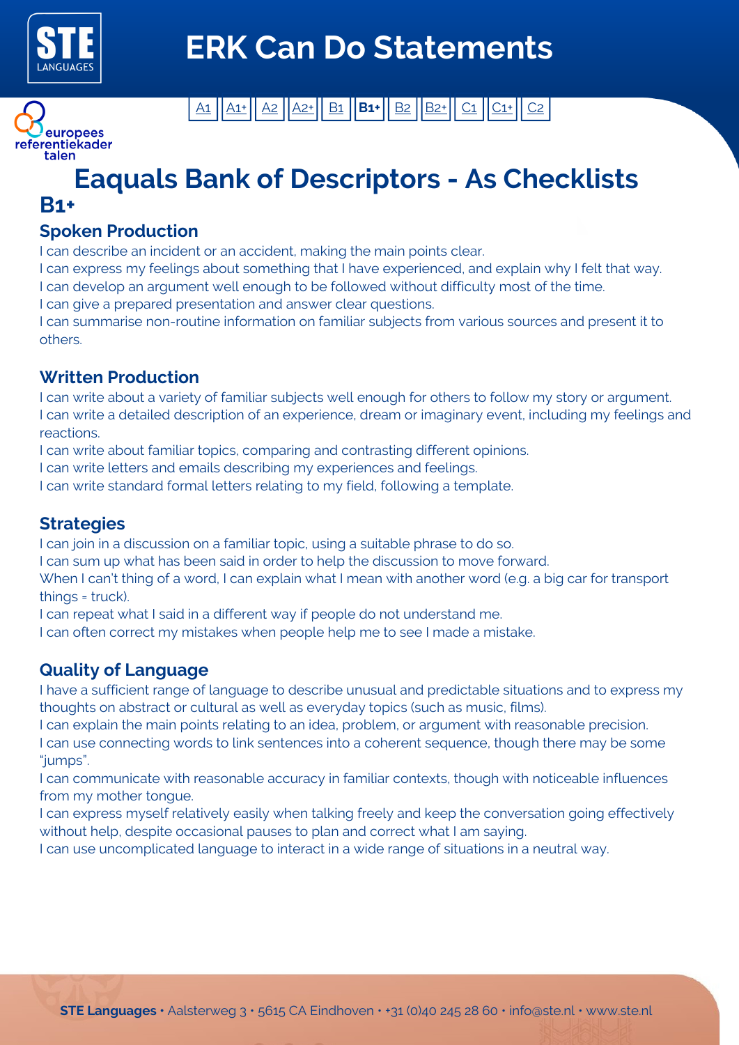# ERK Can Do Statements

europees referentiekader talen

| A1 | A1+ | A2 | A2+ | B1 | **B1+** | B2 | B2+ | C1 | C1+ | C2 |
|---|---|---|---|---|---|---|---|---|---|---|

## Eaquals Bank of Descriptors - As Checklists

## B1+

### Spoken Production

I can describe an incident or an accident, making the main points clear.
I can express my feelings about something that I have experienced, and explain why I felt that way.
I can develop an argument well enough to be followed without difficulty most of the time.
I can give a prepared presentation and answer clear questions.
I can summarise non-routine information on familiar subjects from various sources and present it to others.

### Written Production

I can write about a variety of familiar subjects well enough for others to follow my story or argument.
I can write a detailed description of an experience, dream or imaginary event, including my feelings and reactions.
I can write about familiar topics, comparing and contrasting different opinions.
I can write letters and emails describing my experiences and feelings.
I can write standard formal letters relating to my field, following a template.

### Strategies

I can join in a discussion on a familiar topic, using a suitable phrase to do so.
I can sum up what has been said in order to help the discussion to move forward.
When I can't thing of a word, I can explain what I mean with another word (e.g. a big car for transport things = truck).
I can repeat what I said in a different way if people do not understand me.
I can often correct my mistakes when people help me to see I made a mistake.

### Quality of Language

I have a sufficient range of language to describe unusual and predictable situations and to express my thoughts on abstract or cultural as well as everyday topics (such as music, films).
I can explain the main points relating to an idea, problem, or argument with reasonable precision.
I can use connecting words to link sentences into a coherent sequence, though there may be some "jumps".
I can communicate with reasonable accuracy in familiar contexts, though with noticeable influences from my mother tongue.
I can express myself relatively easily when talking freely and keep the conversation going effectively without help, despite occasional pauses to plan and correct what I am saying.
I can use uncomplicated language to interact in a wide range of situations in a neutral way.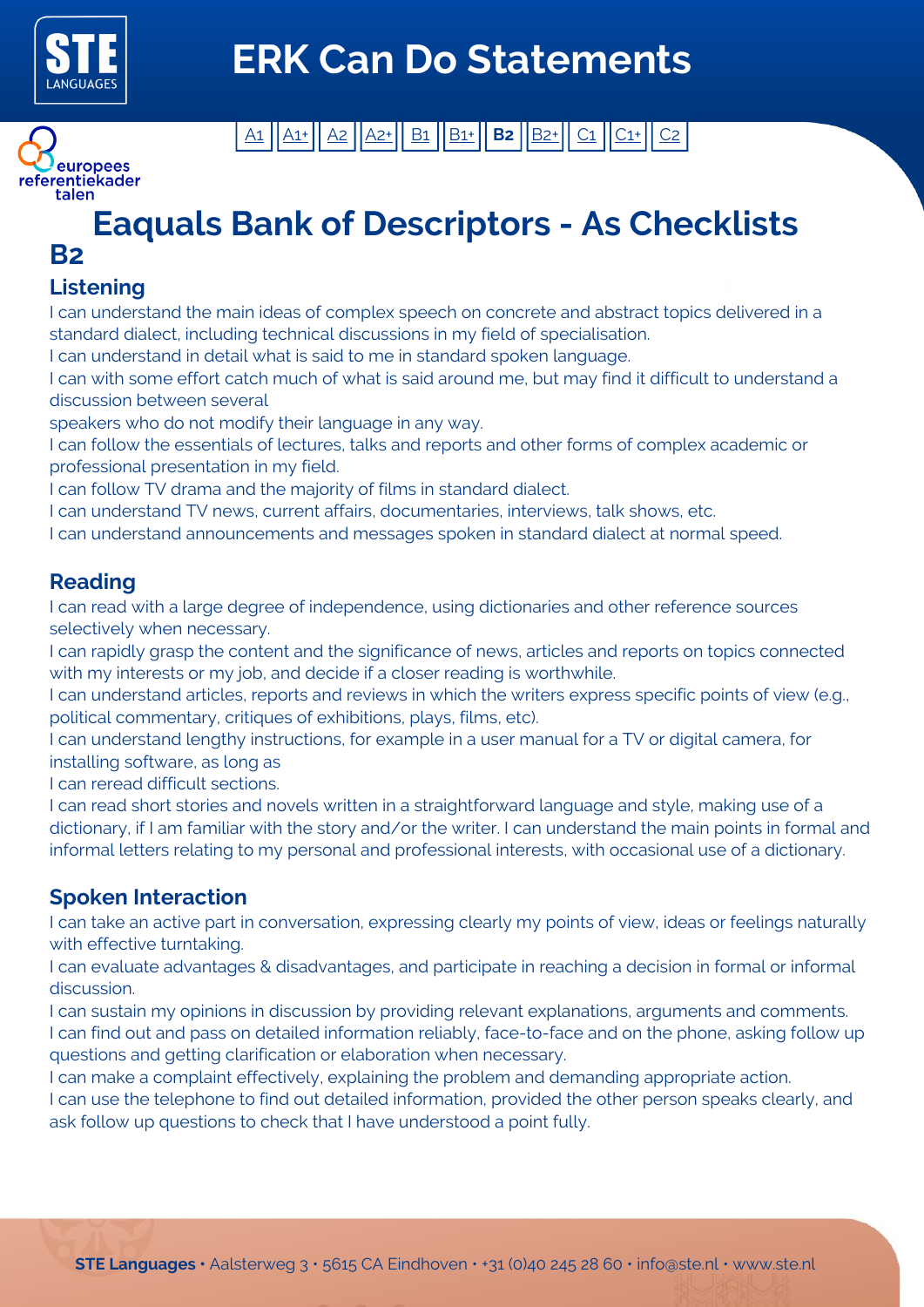# ERK Can Do Statements

A1 | A1+ | A2 | A2+ | B1 | B1+ | **B2** | B2+ | C1 | C1+ | C2

## Eaquals Bank of Descriptors - As Checklists

## B2

### Listening

I can understand the main ideas of complex speech on concrete and abstract topics delivered in a standard dialect, including technical discussions in my field of specialisation.
I can understand in detail what is said to me in standard spoken language.
I can with some effort catch much of what is said around me, but may find it difficult to understand a discussion between several
speakers who do not modify their language in any way.
I can follow the essentials of lectures, talks and reports and other forms of complex academic or professional presentation in my field.
I can follow TV drama and the majority of films in standard dialect.
I can understand TV news, current affairs, documentaries, interviews, talk shows, etc.
I can understand announcements and messages spoken in standard dialect at normal speed.

### Reading

I can read with a large degree of independence, using dictionaries and other reference sources selectively when necessary.
I can rapidly grasp the content and the significance of news, articles and reports on topics connected with my interests or my job, and decide if a closer reading is worthwhile.
I can understand articles, reports and reviews in which the writers express specific points of view (e.g., political commentary, critiques of exhibitions, plays, films, etc).
I can understand lengthy instructions, for example in a user manual for a TV or digital camera, for installing software, as long as
I can reread difficult sections.
I can read short stories and novels written in a straightforward language and style, making use of a dictionary, if I am familiar with the story and/or the writer. I can understand the main points in formal and informal letters relating to my personal and professional interests, with occasional use of a dictionary.

### Spoken Interaction

I can take an active part in conversation, expressing clearly my points of view, ideas or feelings naturally with effective turntaking.
I can evaluate advantages & disadvantages, and participate in reaching a decision in formal or informal discussion.
I can sustain my opinions in discussion by providing relevant explanations, arguments and comments.
I can find out and pass on detailed information reliably, face-to-face and on the phone, asking follow up questions and getting clarification or elaboration when necessary.
I can make a complaint effectively, explaining the problem and demanding appropriate action.
I can use the telephone to find out detailed information, provided the other person speaks clearly, and ask follow up questions to check that I have understood a point fully.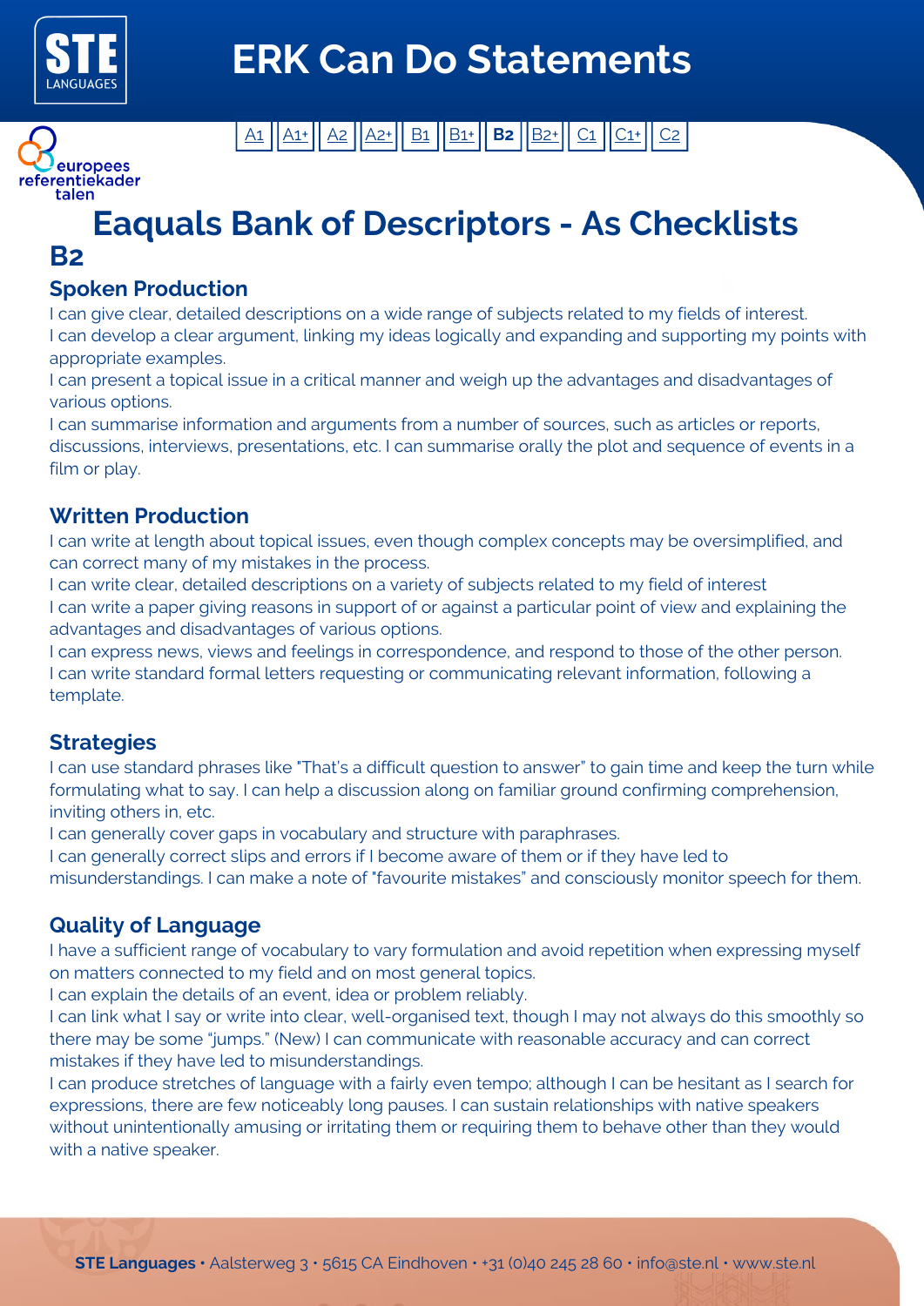# ERK Can Do Statements

A1 | A1+ | A2 | A2+ | B1 | B1+ | **B2** | B2+ | C1 | C1+ | C2

## Eaquals Bank of Descriptors - As Checklists

## B2

### Spoken Production

I can give clear, detailed descriptions on a wide range of subjects related to my fields of interest.
I can develop a clear argument, linking my ideas logically and expanding and supporting my points with appropriate examples.
I can present a topical issue in a critical manner and weigh up the advantages and disadvantages of various options.
I can summarise information and arguments from a number of sources, such as articles or reports, discussions, interviews, presentations, etc. I can summarise orally the plot and sequence of events in a film or play.

### Written Production

I can write at length about topical issues, even though complex concepts may be oversimplified, and can correct many of my mistakes in the process.
I can write clear, detailed descriptions on a variety of subjects related to my field of interest
I can write a paper giving reasons in support of or against a particular point of view and explaining the advantages and disadvantages of various options.
I can express news, views and feelings in correspondence, and respond to those of the other person.
I can write standard formal letters requesting or communicating relevant information, following a template.

### Strategies

I can use standard phrases like "That's a difficult question to answer" to gain time and keep the turn while formulating what to say. I can help a discussion along on familiar ground confirming comprehension, inviting others in, etc.
I can generally cover gaps in vocabulary and structure with paraphrases.
I can generally correct slips and errors if I become aware of them or if they have led to misunderstandings. I can make a note of "favourite mistakes" and consciously monitor speech for them.

### Quality of Language

I have a sufficient range of vocabulary to vary formulation and avoid repetition when expressing myself on matters connected to my field and on most general topics.
I can explain the details of an event, idea or problem reliably.
I can link what I say or write into clear, well-organised text, though I may not always do this smoothly so there may be some "jumps." (New) I can communicate with reasonable accuracy and can correct mistakes if they have led to misunderstandings.
I can produce stretches of language with a fairly even tempo; although I can be hesitant as I search for expressions, there are few noticeably long pauses. I can sustain relationships with native speakers without unintentionally amusing or irritating them or requiring them to behave other than they would with a native speaker.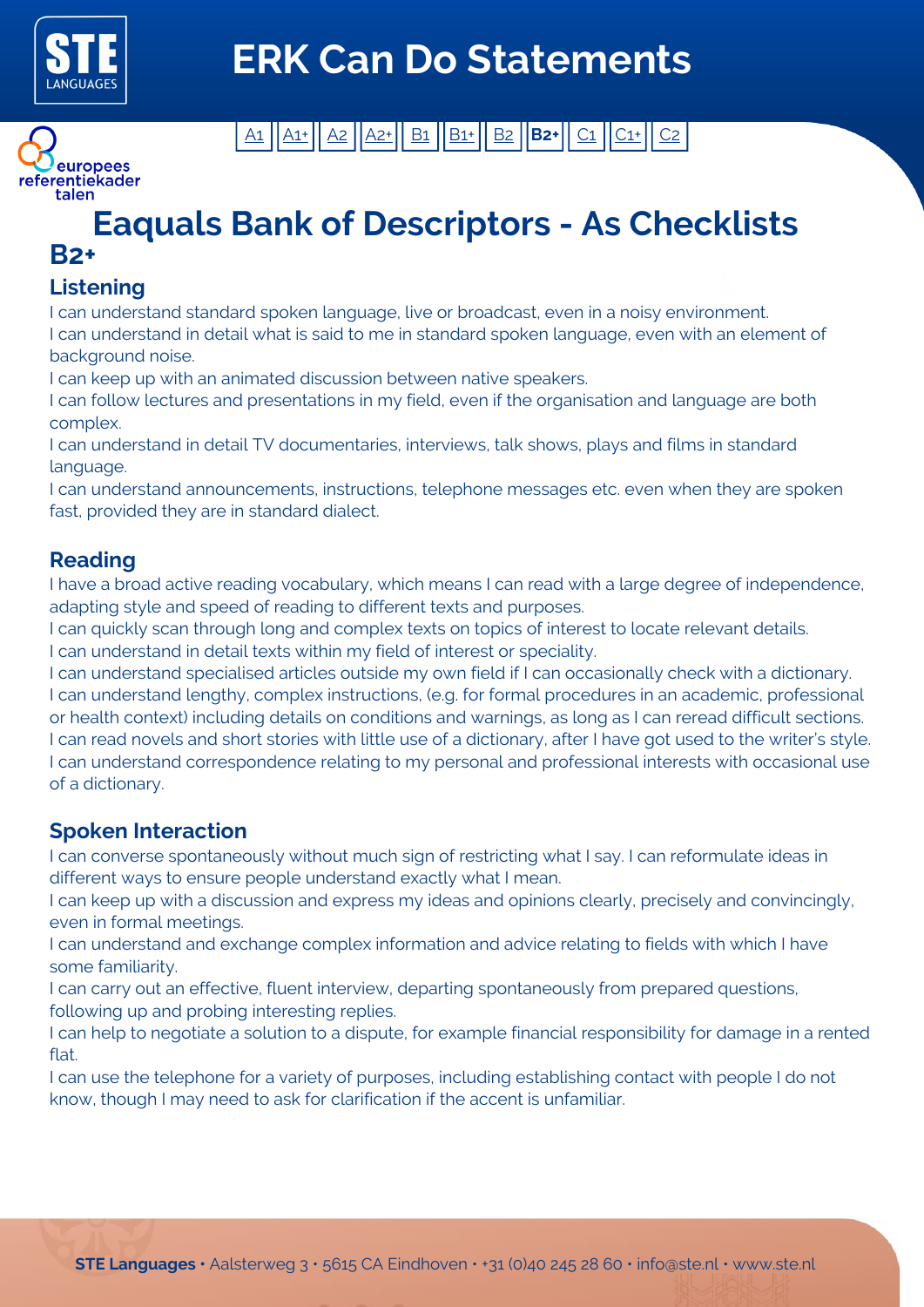# ERK Can Do Statements

| A1 | A1+ | A2 | A2+ | B1 | B1+ | B2 | **B2+** | C1 | C1+ | C2 |
|---|---|---|---|---|---|---|---|---|---|---|

## Eaquals Bank of Descriptors - As Checklists

## B2+

### Listening

I can understand standard spoken language, live or broadcast, even in a noisy environment.
I can understand in detail what is said to me in standard spoken language, even with an element of background noise.
I can keep up with an animated discussion between native speakers.
I can follow lectures and presentations in my field, even if the organisation and language are both complex.
I can understand in detail TV documentaries, interviews, talk shows, plays and films in standard language.
I can understand announcements, instructions, telephone messages etc. even when they are spoken fast, provided they are in standard dialect.

### Reading

I have a broad active reading vocabulary, which means I can read with a large degree of independence, adapting style and speed of reading to different texts and purposes.
I can quickly scan through long and complex texts on topics of interest to locate relevant details.
I can understand in detail texts within my field of interest or speciality.
I can understand specialised articles outside my own field if I can occasionally check with a dictionary.
I can understand lengthy, complex instructions, (e.g. for formal procedures in an academic, professional or health context) including details on conditions and warnings, as long as I can reread difficult sections.
I can read novels and short stories with little use of a dictionary, after I have got used to the writer's style.
I can understand correspondence relating to my personal and professional interests with occasional use of a dictionary.

### Spoken Interaction

I can converse spontaneously without much sign of restricting what I say. I can reformulate ideas in different ways to ensure people understand exactly what I mean.
I can keep up with a discussion and express my ideas and opinions clearly, precisely and convincingly, even in formal meetings.
I can understand and exchange complex information and advice relating to fields with which I have some familiarity.
I can carry out an effective, fluent interview, departing spontaneously from prepared questions, following up and probing interesting replies.
I can help to negotiate a solution to a dispute, for example financial responsibility for damage in a rented flat.
I can use the telephone for a variety of purposes, including establishing contact with people I do not know, though I may need to ask for clarification if the accent is unfamiliar.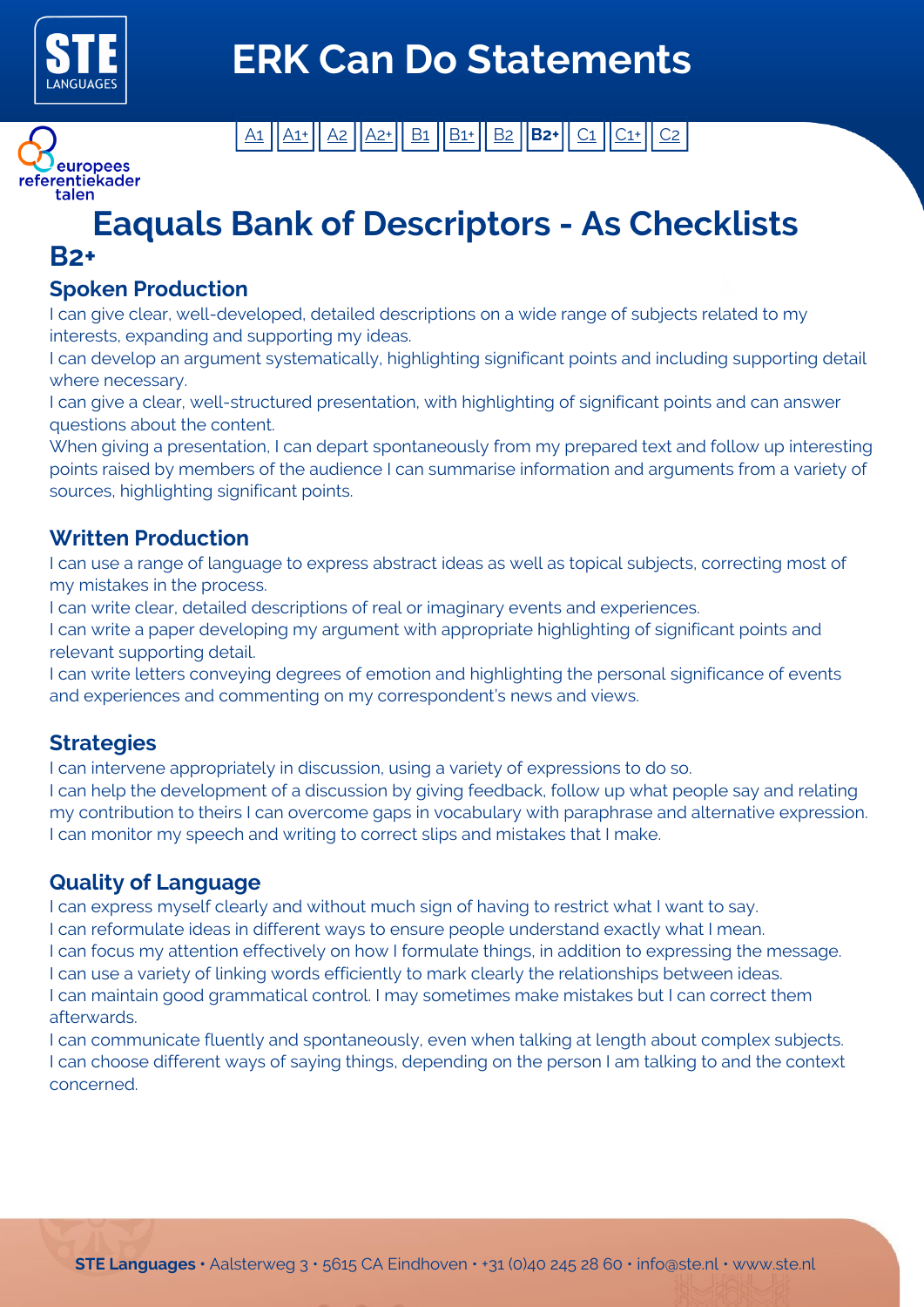# ERK Can Do Statements

A1 | A1+ | A2 | A2+ | B1 | B1+ | B2 | **B2+** | C1 | C1+ | C2

europees referentiekader talen

## Eaquals Bank of Descriptors - As Checklists

## B2+

### Spoken Production

I can give clear, well-developed, detailed descriptions on a wide range of subjects related to my interests, expanding and supporting my ideas.
I can develop an argument systematically, highlighting significant points and including supporting detail where necessary.
I can give a clear, well-structured presentation, with highlighting of significant points and can answer questions about the content.
When giving a presentation, I can depart spontaneously from my prepared text and follow up interesting points raised by members of the audience I can summarise information and arguments from a variety of sources, highlighting significant points.

### Written Production

I can use a range of language to express abstract ideas as well as topical subjects, correcting most of my mistakes in the process.
I can write clear, detailed descriptions of real or imaginary events and experiences.
I can write a paper developing my argument with appropriate highlighting of significant points and relevant supporting detail.
I can write letters conveying degrees of emotion and highlighting the personal significance of events and experiences and commenting on my correspondent's news and views.

### Strategies

I can intervene appropriately in discussion, using a variety of expressions to do so.
I can help the development of a discussion by giving feedback, follow up what people say and relating my contribution to theirs I can overcome gaps in vocabulary with paraphrase and alternative expression.
I can monitor my speech and writing to correct slips and mistakes that I make.

### Quality of Language

I can express myself clearly and without much sign of having to restrict what I want to say.
I can reformulate ideas in different ways to ensure people understand exactly what I mean.
I can focus my attention effectively on how I formulate things, in addition to expressing the message.
I can use a variety of linking words efficiently to mark clearly the relationships between ideas.
I can maintain good grammatical control. I may sometimes make mistakes but I can correct them afterwards.
I can communicate fluently and spontaneously, even when talking at length about complex subjects.
I can choose different ways of saying things, depending on the person I am talking to and the context concerned.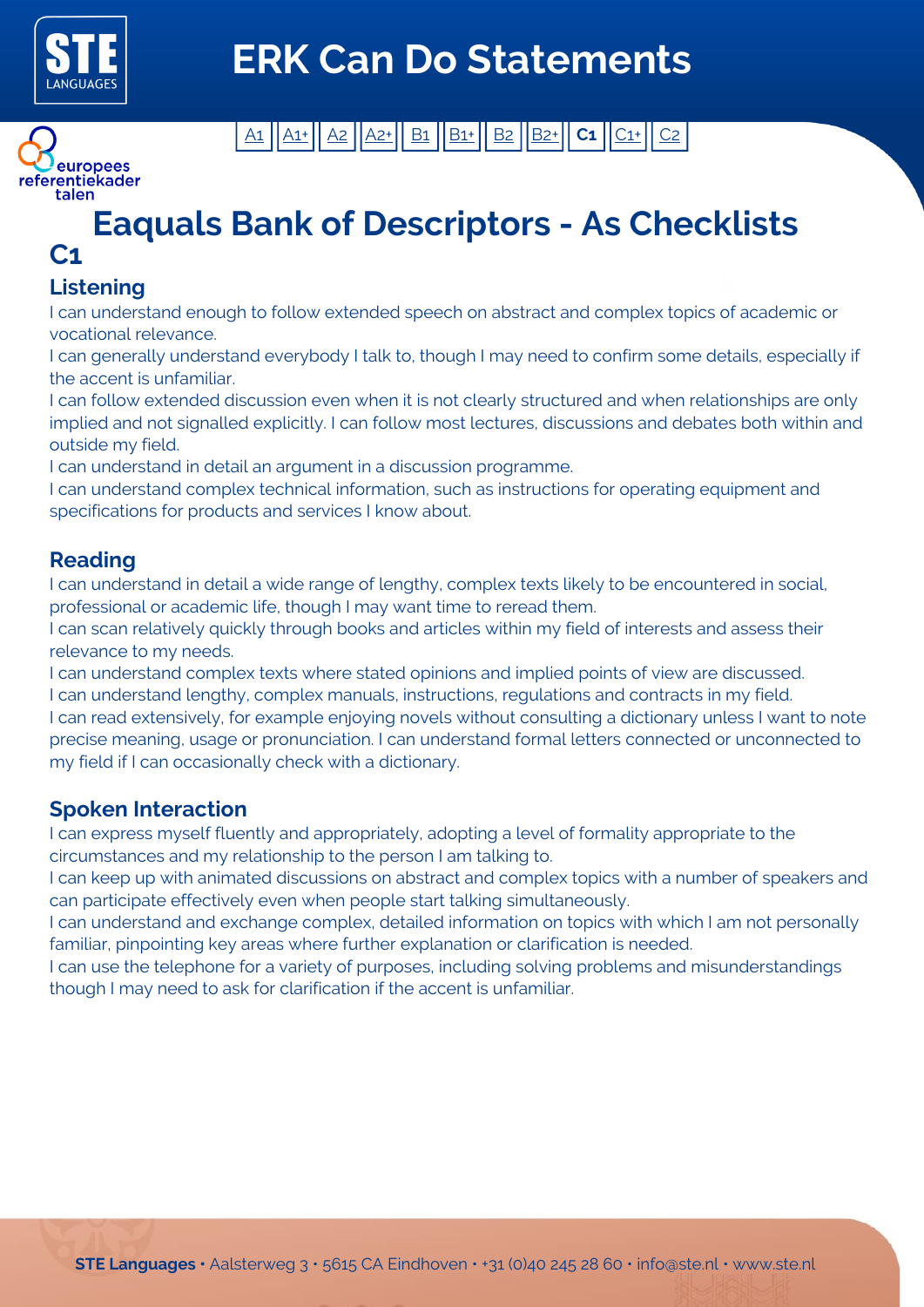# ERK Can Do Statements

A1 | A1+ | A2 | A2+ | B1 | B1+ | B2 | B2+ | **C1** | C1+ | C2

## Eaquals Bank of Descriptors - As Checklists

## C1

### Listening

I can understand enough to follow extended speech on abstract and complex topics of academic or vocational relevance.
I can generally understand everybody I talk to, though I may need to confirm some details, especially if the accent is unfamiliar.
I can follow extended discussion even when it is not clearly structured and when relationships are only implied and not signalled explicitly. I can follow most lectures, discussions and debates both within and outside my field.
I can understand in detail an argument in a discussion programme.
I can understand complex technical information, such as instructions for operating equipment and specifications for products and services I know about.

### Reading

I can understand in detail a wide range of lengthy, complex texts likely to be encountered in social, professional or academic life, though I may want time to reread them.
I can scan relatively quickly through books and articles within my field of interests and assess their relevance to my needs.
I can understand complex texts where stated opinions and implied points of view are discussed.
I can understand lengthy, complex manuals, instructions, regulations and contracts in my field.
I can read extensively, for example enjoying novels without consulting a dictionary unless I want to note precise meaning, usage or pronunciation. I can understand formal letters connected or unconnected to my field if I can occasionally check with a dictionary.

### Spoken Interaction

I can express myself fluently and appropriately, adopting a level of formality appropriate to the circumstances and my relationship to the person I am talking to.
I can keep up with animated discussions on abstract and complex topics with a number of speakers and can participate effectively even when people start talking simultaneously.
I can understand and exchange complex, detailed information on topics with which I am not personally familiar, pinpointing key areas where further explanation or clarification is needed.
I can use the telephone for a variety of purposes, including solving problems and misunderstandings though I may need to ask for clarification if the accent is unfamiliar.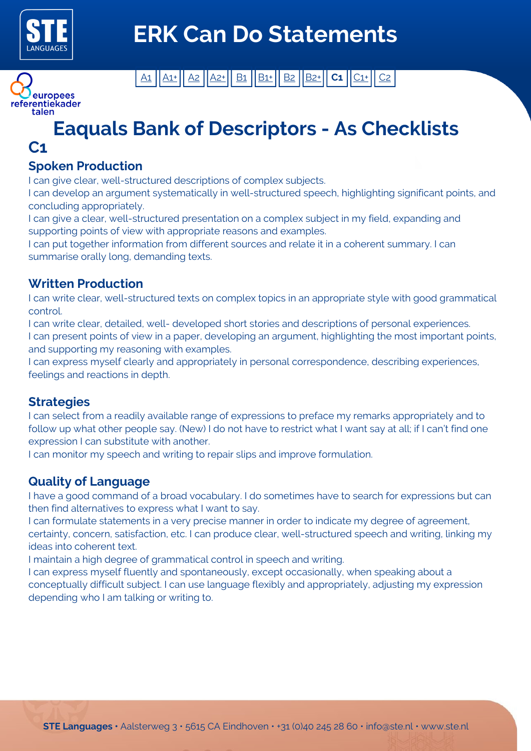# ERK Can Do Statements

A1 | A1+ | A2 | A2+ | B1 | B1+ | B2 | B2+ | **C1** | C1+ | C2

europees referentiekader talen

# Eaquals Bank of Descriptors - As Checklists

## C1

### Spoken Production

I can give clear, well-structured descriptions of complex subjects.
I can develop an argument systematically in well-structured speech, highlighting significant points, and concluding appropriately.
I can give a clear, well-structured presentation on a complex subject in my field, expanding and supporting points of view with appropriate reasons and examples.
I can put together information from different sources and relate it in a coherent summary. I can summarise orally long, demanding texts.

### Written Production

I can write clear, well-structured texts on complex topics in an appropriate style with good grammatical control.
I can write clear, detailed, well- developed short stories and descriptions of personal experiences.
I can present points of view in a paper, developing an argument, highlighting the most important points, and supporting my reasoning with examples.
I can express myself clearly and appropriately in personal correspondence, describing experiences, feelings and reactions in depth.

### Strategies

I can select from a readily available range of expressions to preface my remarks appropriately and to follow up what other people say. (New) I do not have to restrict what I want say at all; if I can't find one expression I can substitute with another.
I can monitor my speech and writing to repair slips and improve formulation.

### Quality of Language

I have a good command of a broad vocabulary. I do sometimes have to search for expressions but can then find alternatives to express what I want to say.
I can formulate statements in a very precise manner in order to indicate my degree of agreement, certainty, concern, satisfaction, etc. I can produce clear, well-structured speech and writing, linking my ideas into coherent text.
I maintain a high degree of grammatical control in speech and writing.
I can express myself fluently and spontaneously, except occasionally, when speaking about a conceptually difficult subject. I can use language flexibly and appropriately, adjusting my expression depending who I am talking or writing to.

**STE Languages** • Aalsterweg 3 • 5615 CA Eindhoven • +31 (0)40 245 28 60 • info@ste.nl • www.ste.nl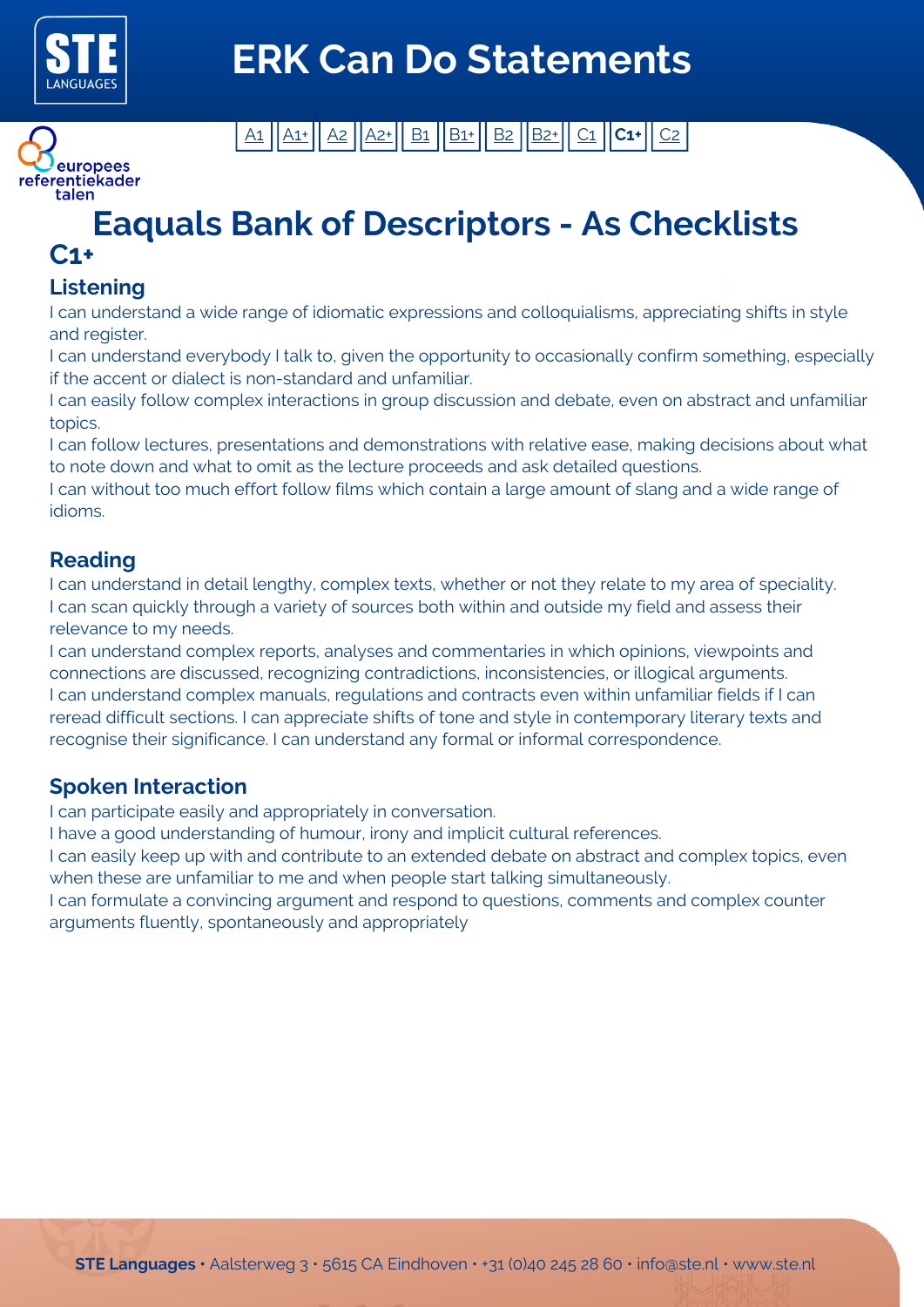# ERK Can Do Statements

A1 | A1+ | A2 | A2+ | B1 | B1+ | B2 | B2+ | C1 | **C1+** | C2

## Eaquals Bank of Descriptors - As Checklists

## C1+

### Listening

I can understand a wide range of idiomatic expressions and colloquialisms, appreciating shifts in style and register.
I can understand everybody I talk to, given the opportunity to occasionally confirm something, especially if the accent or dialect is non-standard and unfamiliar.
I can easily follow complex interactions in group discussion and debate, even on abstract and unfamiliar topics.
I can follow lectures, presentations and demonstrations with relative ease, making decisions about what to note down and what to omit as the lecture proceeds and ask detailed questions.
I can without too much effort follow films which contain a large amount of slang and a wide range of idioms.

### Reading

I can understand in detail lengthy, complex texts, whether or not they relate to my area of speciality.
I can scan quickly through a variety of sources both within and outside my field and assess their relevance to my needs.
I can understand complex reports, analyses and commentaries in which opinions, viewpoints and connections are discussed, recognizing contradictions, inconsistencies, or illogical arguments.
I can understand complex manuals, regulations and contracts even within unfamiliar fields if I can reread difficult sections. I can appreciate shifts of tone and style in contemporary literary texts and recognise their significance. I can understand any formal or informal correspondence.

### Spoken Interaction

I can participate easily and appropriately in conversation.
I have a good understanding of humour, irony and implicit cultural references.
I can easily keep up with and contribute to an extended debate on abstract and complex topics, even when these are unfamiliar to me and when people start talking simultaneously.
I can formulate a convincing argument and respond to questions, comments and complex counter arguments fluently, spontaneously and appropriately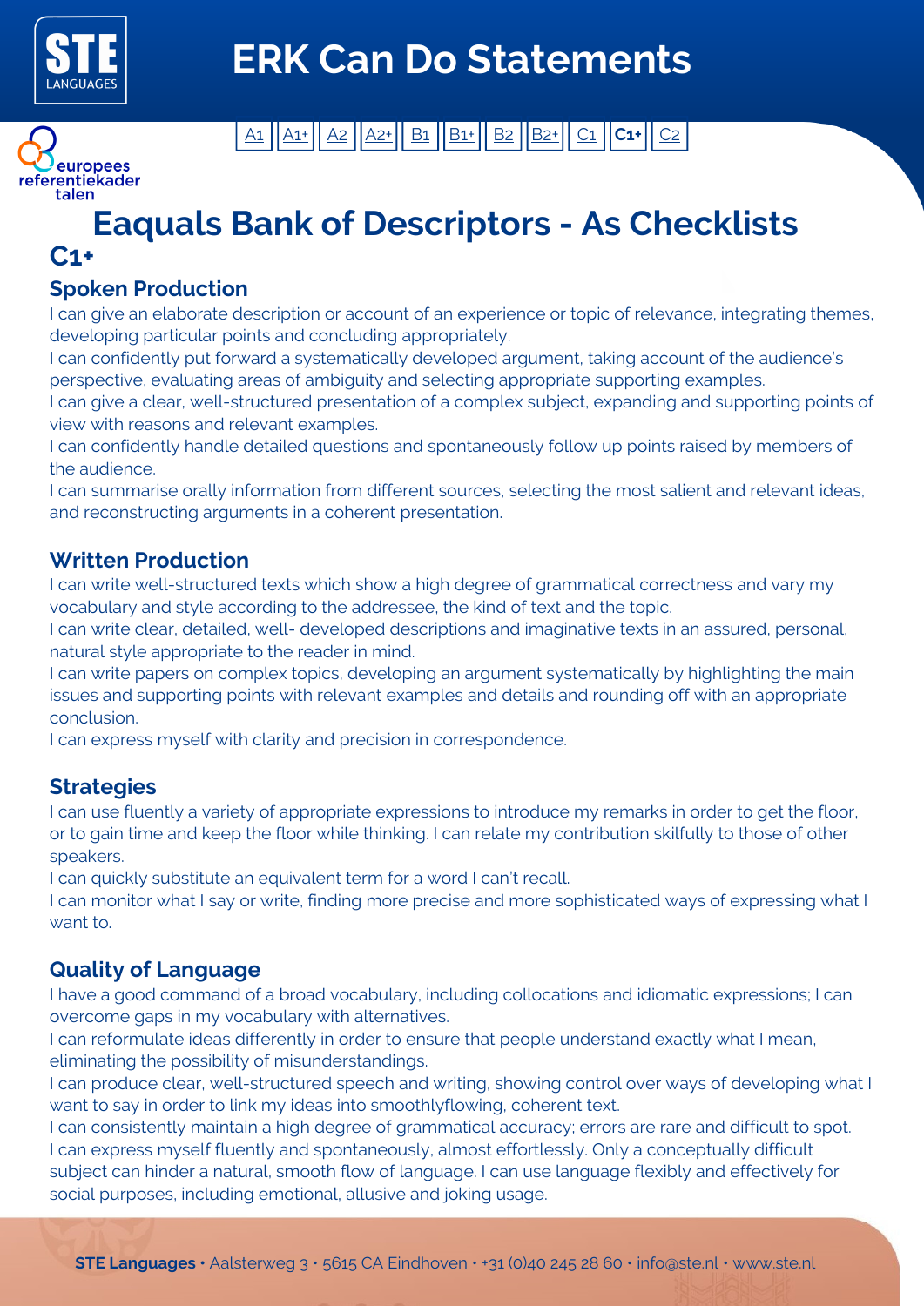# ERK Can Do Statements

A1 | A1+ | A2 | A2+ | B1 | B1+ | B2 | B2+ | C1 | **C1+** | C2

europees referentiekader talen

## Eaquals Bank of Descriptors - As Checklists

## C1+

### Spoken Production

I can give an elaborate description or account of an experience or topic of relevance, integrating themes, developing particular points and concluding appropriately.

I can confidently put forward a systematically developed argument, taking account of the audience's perspective, evaluating areas of ambiguity and selecting appropriate supporting examples.

I can give a clear, well-structured presentation of a complex subject, expanding and supporting points of view with reasons and relevant examples.

I can confidently handle detailed questions and spontaneously follow up points raised by members of the audience.

I can summarise orally information from different sources, selecting the most salient and relevant ideas, and reconstructing arguments in a coherent presentation.

### Written Production

I can write well-structured texts which show a high degree of grammatical correctness and vary my vocabulary and style according to the addressee, the kind of text and the topic.

I can write clear, detailed, well- developed descriptions and imaginative texts in an assured, personal, natural style appropriate to the reader in mind.

I can write papers on complex topics, developing an argument systematically by highlighting the main issues and supporting points with relevant examples and details and rounding off with an appropriate conclusion.

I can express myself with clarity and precision in correspondence.

### Strategies

I can use fluently a variety of appropriate expressions to introduce my remarks in order to get the floor, or to gain time and keep the floor while thinking. I can relate my contribution skilfully to those of other speakers.

I can quickly substitute an equivalent term for a word I can't recall.

I can monitor what I say or write, finding more precise and more sophisticated ways of expressing what I want to.

### Quality of Language

I have a good command of a broad vocabulary, including collocations and idiomatic expressions; I can overcome gaps in my vocabulary with alternatives.

I can reformulate ideas differently in order to ensure that people understand exactly what I mean, eliminating the possibility of misunderstandings.

I can produce clear, well-structured speech and writing, showing control over ways of developing what I want to say in order to link my ideas into smoothlyflowing, coherent text.

I can consistently maintain a high degree of grammatical accuracy; errors are rare and difficult to spot.

I can express myself fluently and spontaneously, almost effortlessly. Only a conceptually difficult subject can hinder a natural, smooth flow of language. I can use language flexibly and effectively for social purposes, including emotional, allusive and joking usage.

**STE Languages** • Aalsterweg 3 • 5615 CA Eindhoven • +31 (0)40 245 28 60 • info@ste.nl • www.ste.nl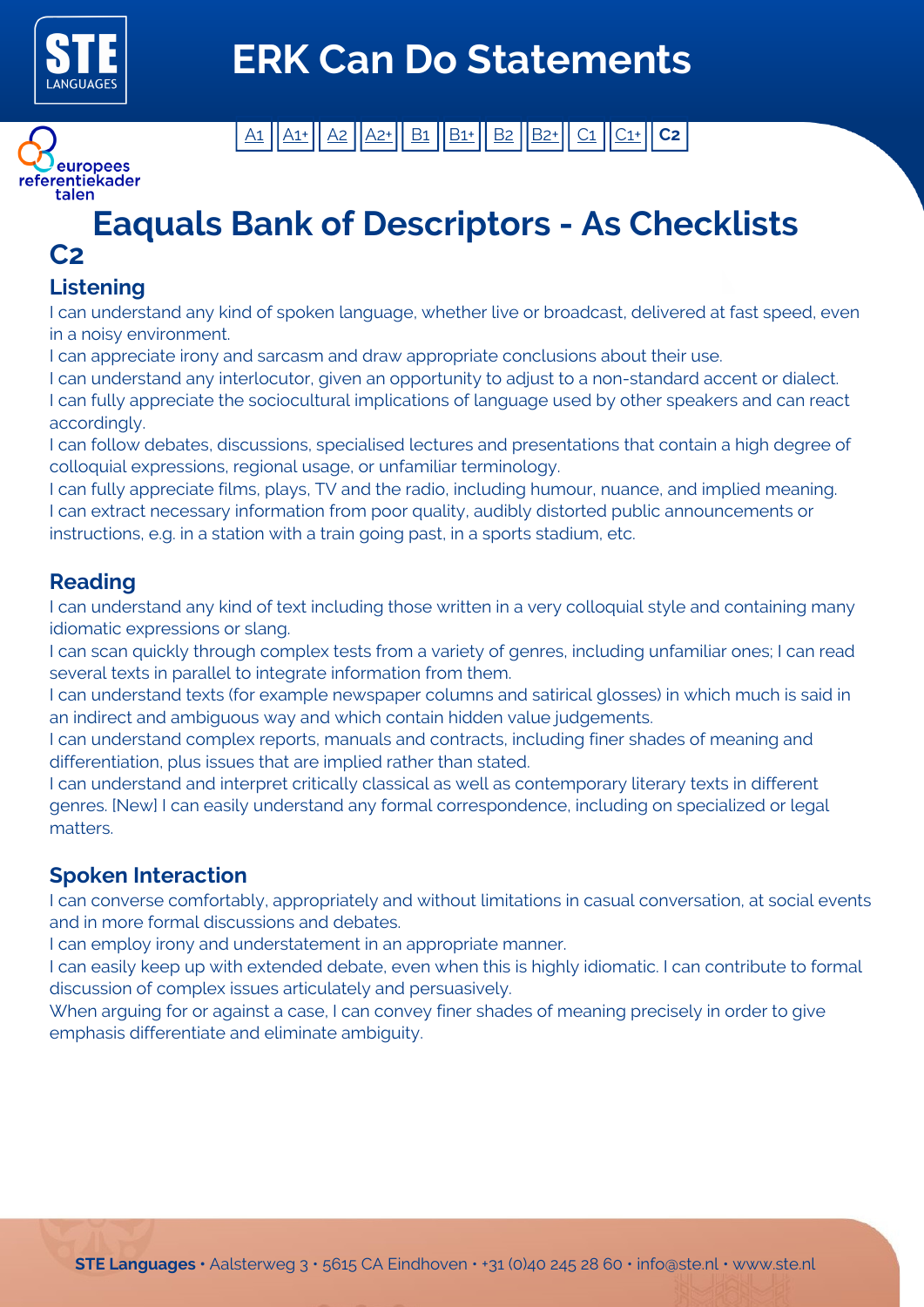# ERK Can Do Statements

A1 | A1+ | A2 | A2+ | B1 | B1+ | B2 | B2+ | C1 | C1+ | **C2**

europees referentiekader talen

## Eaquals Bank of Descriptors - As Checklists

## C2

### Listening

I can understand any kind of spoken language, whether live or broadcast, delivered at fast speed, even in a noisy environment.
I can appreciate irony and sarcasm and draw appropriate conclusions about their use.
I can understand any interlocutor, given an opportunity to adjust to a non-standard accent or dialect.
I can fully appreciate the sociocultural implications of language used by other speakers and can react accordingly.
I can follow debates, discussions, specialised lectures and presentations that contain a high degree of colloquial expressions, regional usage, or unfamiliar terminology.
I can fully appreciate films, plays, TV and the radio, including humour, nuance, and implied meaning.
I can extract necessary information from poor quality, audibly distorted public announcements or instructions, e.g. in a station with a train going past, in a sports stadium, etc.

### Reading

I can understand any kind of text including those written in a very colloquial style and containing many idiomatic expressions or slang.
I can scan quickly through complex tests from a variety of genres, including unfamiliar ones; I can read several texts in parallel to integrate information from them.
I can understand texts (for example newspaper columns and satirical glosses) in which much is said in an indirect and ambiguous way and which contain hidden value judgements.
I can understand complex reports, manuals and contracts, including finer shades of meaning and differentiation, plus issues that are implied rather than stated.
I can understand and interpret critically classical as well as contemporary literary texts in different genres. [New] I can easily understand any formal correspondence, including on specialized or legal matters.

### Spoken Interaction

I can converse comfortably, appropriately and without limitations in casual conversation, at social events and in more formal discussions and debates.
I can employ irony and understatement in an appropriate manner.
I can easily keep up with extended debate, even when this is highly idiomatic. I can contribute to formal discussion of complex issues articulately and persuasively.
When arguing for or against a case, I can convey finer shades of meaning precisely in order to give emphasis differentiate and eliminate ambiguity.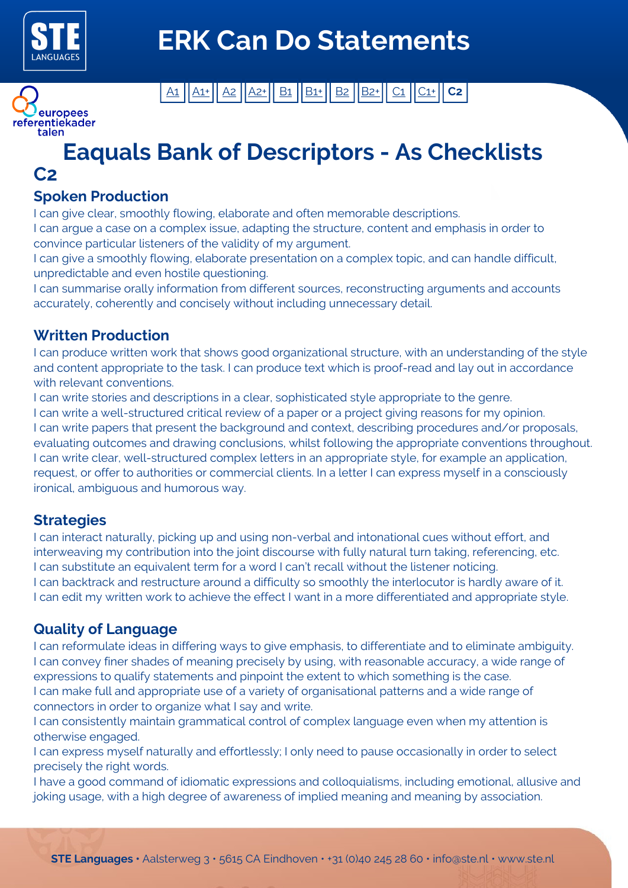# ERK Can Do Statements

A1 | A1+ | A2 | A2+ | B1 | B1+ | B2 | B2+ | C1 | C1+ | **C2**

europees referentiekader talen

## Eaquals Bank of Descriptors - As Checklists

## C2

### Spoken Production

I can give clear, smoothly flowing, elaborate and often memorable descriptions.
I can argue a case on a complex issue, adapting the structure, content and emphasis in order to convince particular listeners of the validity of my argument.
I can give a smoothly flowing, elaborate presentation on a complex topic, and can handle difficult, unpredictable and even hostile questioning.
I can summarise orally information from different sources, reconstructing arguments and accounts accurately, coherently and concisely without including unnecessary detail.

### Written Production

I can produce written work that shows good organizational structure, with an understanding of the style and content appropriate to the task. I can produce text which is proof-read and lay out in accordance with relevant conventions.
I can write stories and descriptions in a clear, sophisticated style appropriate to the genre.
I can write a well-structured critical review of a paper or a project giving reasons for my opinion.
I can write papers that present the background and context, describing procedures and/or proposals, evaluating outcomes and drawing conclusions, whilst following the appropriate conventions throughout.
I can write clear, well-structured complex letters in an appropriate style, for example an application, request, or offer to authorities or commercial clients. In a letter I can express myself in a consciously ironical, ambiguous and humorous way.

### Strategies

I can interact naturally, picking up and using non-verbal and intonational cues without effort, and interweaving my contribution into the joint discourse with fully natural turn taking, referencing, etc.
I can substitute an equivalent term for a word I can't recall without the listener noticing.
I can backtrack and restructure around a difficulty so smoothly the interlocutor is hardly aware of it.
I can edit my written work to achieve the effect I want in a more differentiated and appropriate style.

### Quality of Language

I can reformulate ideas in differing ways to give emphasis, to differentiate and to eliminate ambiguity.
I can convey finer shades of meaning precisely by using, with reasonable accuracy, a wide range of expressions to qualify statements and pinpoint the extent to which something is the case.
I can make full and appropriate use of a variety of organisational patterns and a wide range of connectors in order to organize what I say and write.
I can consistently maintain grammatical control of complex language even when my attention is otherwise engaged.
I can express myself naturally and effortlessly; I only need to pause occasionally in order to select precisely the right words.
I have a good command of idiomatic expressions and colloquialisms, including emotional, allusive and joking usage, with a high degree of awareness of implied meaning and meaning by association.

**STE Languages** • Aalsterweg 3 • 5615 CA Eindhoven • +31 (0)40 245 28 60 • info@ste.nl • www.ste.nl